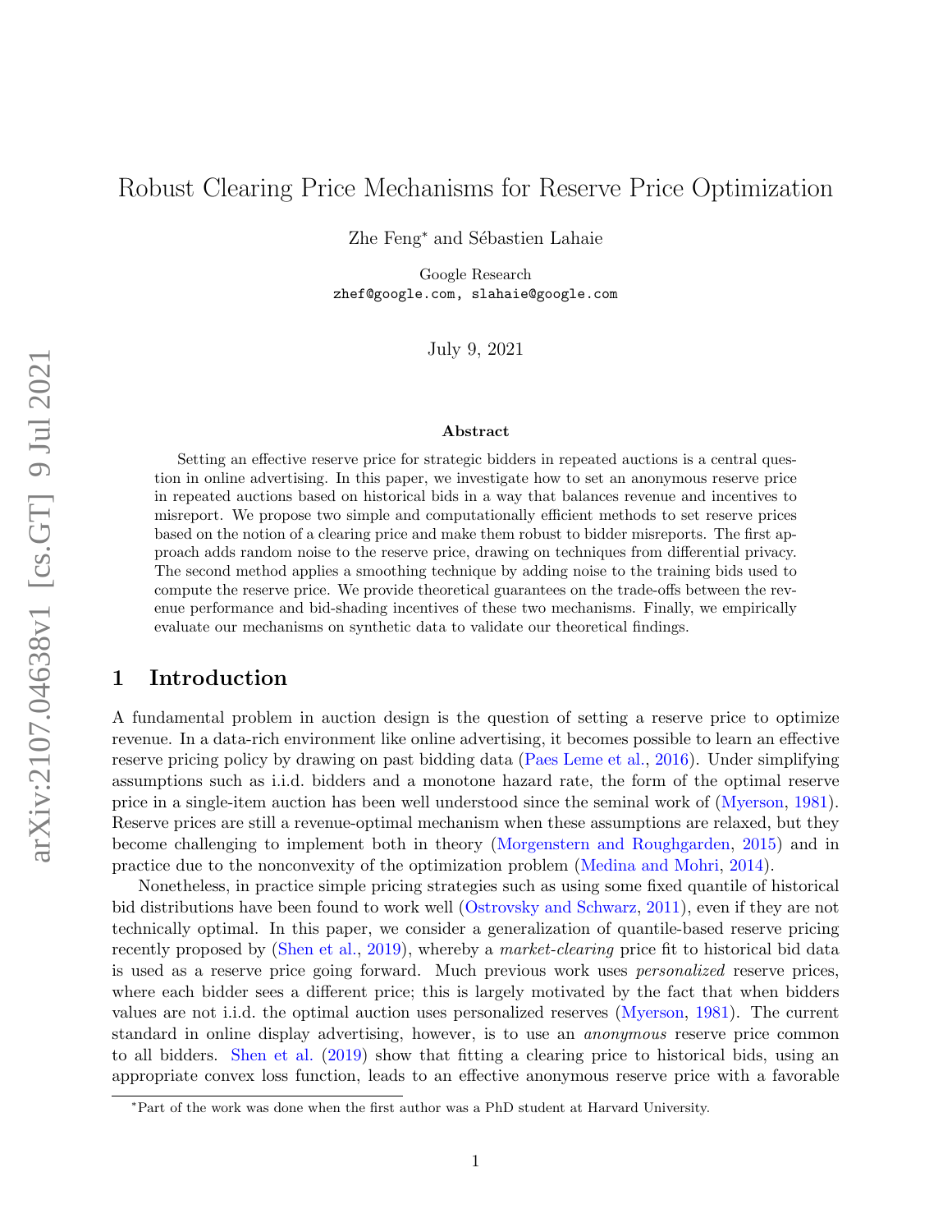# Robust Clearing Price Mechanisms for Reserve Price Optimization

Zhe Feng* and Sébastien Lahaie

Google Research
zhef@google.com, slahaie@google.com

July 9, 2021

### Abstract

Setting an effective reserve price for strategic bidders in repeated auctions is a central question in online advertising. In this paper, we investigate how to set an anonymous reserve price in repeated auctions based on historical bids in a way that balances revenue and incentives to misreport. We propose two simple and computationally efficient methods to set reserve prices based on the notion of a clearing price and make them robust to bidder misreports. The first approach adds random noise to the reserve price, drawing on techniques from differential privacy. The second method applies a smoothing technique by adding noise to the training bids used to compute the reserve price. We provide theoretical guarantees on the trade-offs between the revenue performance and bid-shading incentives of these two mechanisms. Finally, we empirically evaluate our mechanisms on synthetic data to validate our theoretical findings.

## 1 Introduction

A fundamental problem in auction design is the question of setting a reserve price to optimize revenue. In a data-rich environment like online advertising, it becomes possible to learn an effective reserve pricing policy by drawing on past bidding data (Paes Leme et al., 2016). Under simplifying assumptions such as i.i.d. bidders and a monotone hazard rate, the form of the optimal reserve price in a single-item auction has been well understood since the seminal work of (Myerson, 1981). Reserve prices are still a revenue-optimal mechanism when these assumptions are relaxed, but they become challenging to implement both in theory (Morgenstern and Roughgarden, 2015) and in practice due to the nonconvexity of the optimization problem (Medina and Mohri, 2014).

Nonetheless, in practice simple pricing strategies such as using some fixed quantile of historical bid distributions have been found to work well (Ostrovsky and Schwarz, 2011), even if they are not technically optimal. In this paper, we consider a generalization of quantile-based reserve pricing recently proposed by (Shen et al., 2019), whereby a *market-clearing* price fit to historical bid data is used as a reserve price going forward. Much previous work uses *personalized* reserve prices, where each bidder sees a different price; this is largely motivated by the fact that when bidders values are not i.i.d. the optimal auction uses personalized reserves (Myerson, 1981). The current standard in online display advertising, however, is to use an *anonymous* reserve price common to all bidders. Shen et al. (2019) show that fitting a clearing price to historical bids, using an appropriate convex loss function, leads to an effective anonymous reserve price with a favorable

*Part of the work was done when the first author was a PhD student at Harvard University.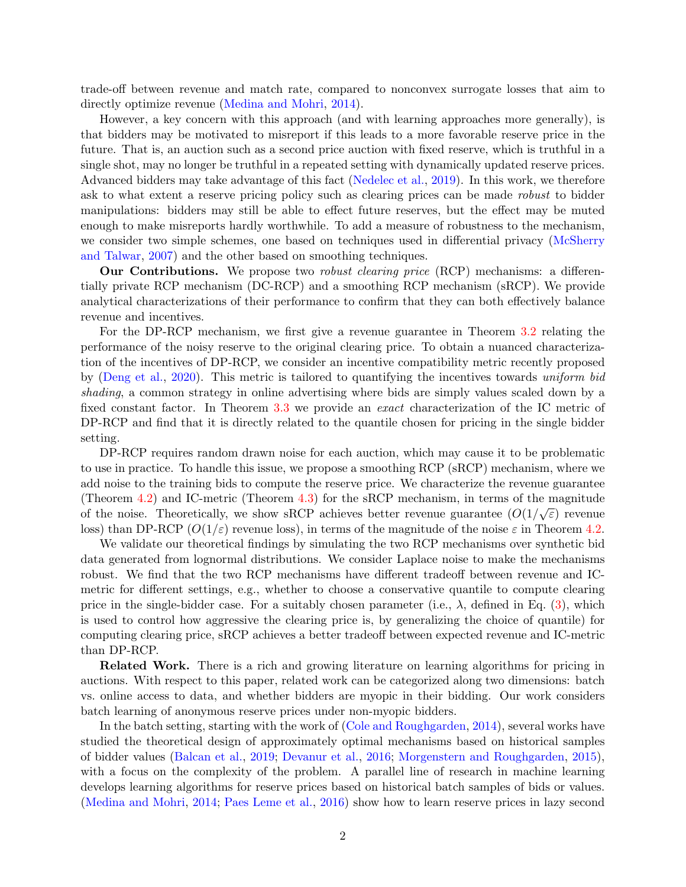trade-off between revenue and match rate, compared to nonconvex surrogate losses that aim to directly optimize revenue (Medina and Mohri, 2014).

However, a key concern with this approach (and with learning approaches more generally), is that bidders may be motivated to misreport if this leads to a more favorable reserve price in the future. That is, an auction such as a second price auction with fixed reserve, which is truthful in a single shot, may no longer be truthful in a repeated setting with dynamically updated reserve prices. Advanced bidders may take advantage of this fact (Nedelec et al., 2019). In this work, we therefore ask to what extent a reserve pricing policy such as clearing prices can be made *robust* to bidder manipulations: bidders may still be able to effect future reserves, but the effect may be muted enough to make misreports hardly worthwhile. To add a measure of robustness to the mechanism, we consider two simple schemes, one based on techniques used in differential privacy (McSherry and Talwar, 2007) and the other based on smoothing techniques.

**Our Contributions.** We propose two *robust clearing price* (RCP) mechanisms: a differentially private RCP mechanism (DC-RCP) and a smoothing RCP mechanism (sRCP). We provide analytical characterizations of their performance to confirm that they can both effectively balance revenue and incentives.

For the DP-RCP mechanism, we first give a revenue guarantee in Theorem 3.2 relating the performance of the noisy reserve to the original clearing price. To obtain a nuanced characterization of the incentives of DP-RCP, we consider an incentive compatibility metric recently proposed by (Deng et al., 2020). This metric is tailored to quantifying the incentives towards *uniform bid shading*, a common strategy in online advertising where bids are simply values scaled down by a fixed constant factor. In Theorem 3.3 we provide an *exact* characterization of the IC metric of DP-RCP and find that it is directly related to the quantile chosen for pricing in the single bidder setting.

DP-RCP requires random drawn noise for each auction, which may cause it to be problematic to use in practice. To handle this issue, we propose a smoothing RCP (sRCP) mechanism, where we add noise to the training bids to compute the reserve price. We characterize the revenue guarantee (Theorem 4.2) and IC-metric (Theorem 4.3) for the sRCP mechanism, in terms of the magnitude of the noise. Theoretically, we show sRCP achieves better revenue guarantee ($O(1/\sqrt{\varepsilon})$ revenue loss) than DP-RCP ($O(1/\varepsilon)$ revenue loss), in terms of the magnitude of the noise $\varepsilon$ in Theorem 4.2.

We validate our theoretical findings by simulating the two RCP mechanisms over synthetic bid data generated from lognormal distributions. We consider Laplace noise to make the mechanisms robust. We find that the two RCP mechanisms have different tradeoff between revenue and IC-metric for different settings, e.g., whether to choose a conservative quantile to compute clearing price in the single-bidder case. For a suitably chosen parameter (i.e., $\lambda$, defined in Eq. (3), which is used to control how aggressive the clearing price is, by generalizing the choice of quantile) for computing clearing price, sRCP achieves a better tradeoff between expected revenue and IC-metric than DP-RCP.

**Related Work.** There is a rich and growing literature on learning algorithms for pricing in auctions. With respect to this paper, related work can be categorized along two dimensions: batch vs. online access to data, and whether bidders are myopic in their bidding. Our work considers batch learning of anonymous reserve prices under non-myopic bidders.

In the batch setting, starting with the work of (Cole and Roughgarden, 2014), several works have studied the theoretical design of approximately optimal mechanisms based on historical samples of bidder values (Balcan et al., 2019; Devanur et al., 2016; Morgenstern and Roughgarden, 2015), with a focus on the complexity of the problem. A parallel line of research in machine learning develops learning algorithms for reserve prices based on historical batch samples of bids or values. (Medina and Mohri, 2014; Paes Leme et al., 2016) show how to learn reserve prices in lazy second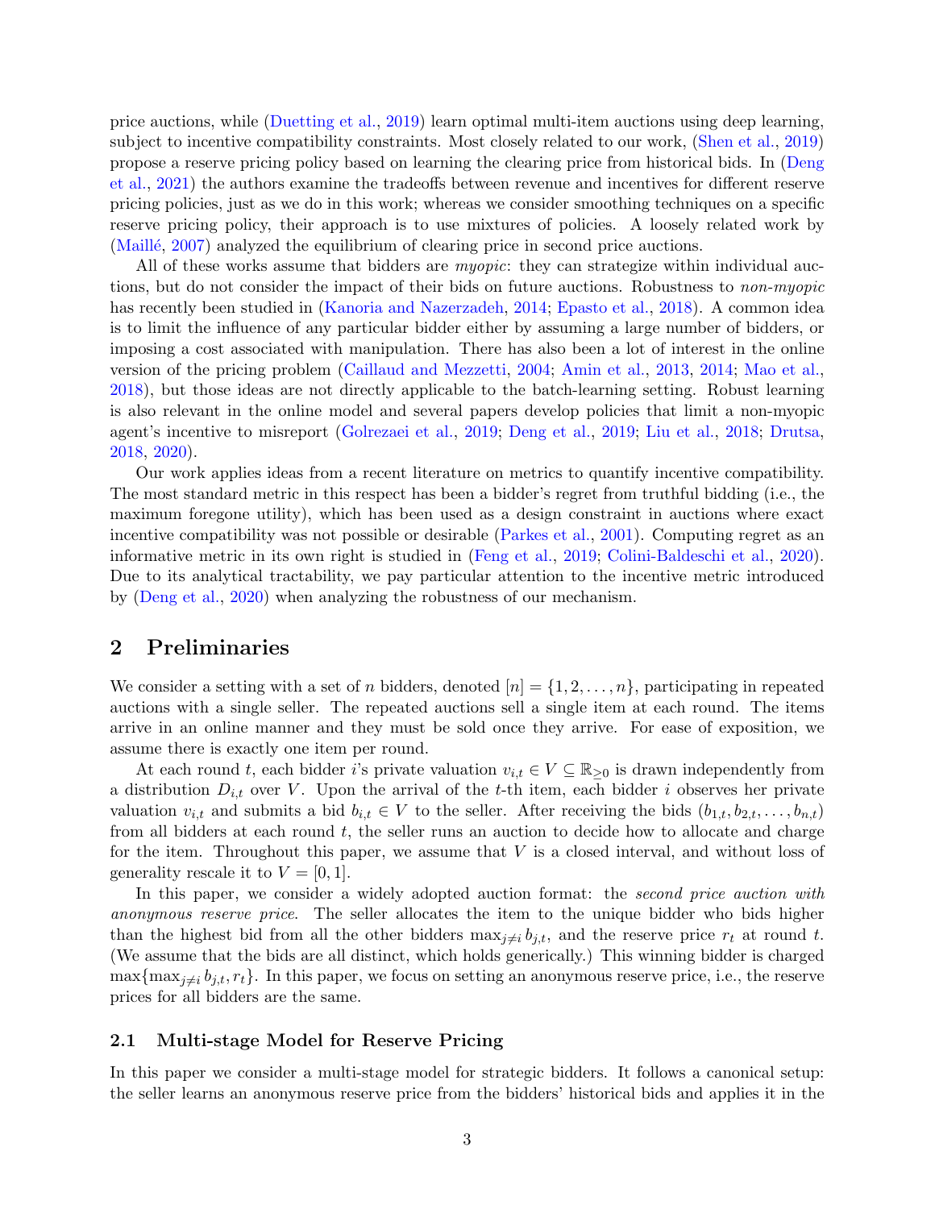price auctions, while (Duetting et al., 2019) learn optimal multi-item auctions using deep learning, subject to incentive compatibility constraints. Most closely related to our work, (Shen et al., 2019) propose a reserve pricing policy based on learning the clearing price from historical bids. In (Deng et al., 2021) the authors examine the tradeoffs between revenue and incentives for different reserve pricing policies, just as we do in this work; whereas we consider smoothing techniques on a specific reserve pricing policy, their approach is to use mixtures of policies. A loosely related work by (Maillé, 2007) analyzed the equilibrium of clearing price in second price auctions.

All of these works assume that bidders are *myopic*: they can strategize within individual auctions, but do not consider the impact of their bids on future auctions. Robustness to *non-myopic* has recently been studied in (Kanoria and Nazerzadeh, 2014; Epasto et al., 2018). A common idea is to limit the influence of any particular bidder either by assuming a large number of bidders, or imposing a cost associated with manipulation. There has also been a lot of interest in the online version of the pricing problem (Caillaud and Mezzetti, 2004; Amin et al., 2013, 2014; Mao et al., 2018), but those ideas are not directly applicable to the batch-learning setting. Robust learning is also relevant in the online model and several papers develop policies that limit a non-myopic agent's incentive to misreport (Golrezaei et al., 2019; Deng et al., 2019; Liu et al., 2018; Drutsa, 2018, 2020).

Our work applies ideas from a recent literature on metrics to quantify incentive compatibility. The most standard metric in this respect has been a bidder's regret from truthful bidding (i.e., the maximum foregone utility), which has been used as a design constraint in auctions where exact incentive compatibility was not possible or desirable (Parkes et al., 2001). Computing regret as an informative metric in its own right is studied in (Feng et al., 2019; Colini-Baldeschi et al., 2020). Due to its analytical tractability, we pay particular attention to the incentive metric introduced by (Deng et al., 2020) when analyzing the robustness of our mechanism.

## 2 Preliminaries

We consider a setting with a set of $n$ bidders, denoted $[n] = \{1, 2, \ldots, n\}$, participating in repeated auctions with a single seller. The repeated auctions sell a single item at each round. The items arrive in an online manner and they must be sold once they arrive. For ease of exposition, we assume there is exactly one item per round.

At each round $t$, each bidder $i$'s private valuation $v_{i,t} \in V \subseteq \mathbb{R}_{\geq 0}$ is drawn independently from a distribution $D_{i,t}$ over $V$. Upon the arrival of the $t$-th item, each bidder $i$ observes her private valuation $v_{i,t}$ and submits a bid $b_{i,t} \in V$ to the seller. After receiving the bids $(b_{1,t}, b_{2,t}, \ldots, b_{n,t})$ from all bidders at each round $t$, the seller runs an auction to decide how to allocate and charge for the item. Throughout this paper, we assume that $V$ is a closed interval, and without loss of generality rescale it to $V = [0, 1]$.

In this paper, we consider a widely adopted auction format: the *second price auction with anonymous reserve price*. The seller allocates the item to the unique bidder who bids higher than the highest bid from all the other bidders $\max_{j \neq i} b_{j,t}$, and the reserve price $r_t$ at round $t$. (We assume that the bids are all distinct, which holds generically.) This winning bidder is charged $\max\{\max_{j \neq i} b_{j,t}, r_t\}$. In this paper, we focus on setting an anonymous reserve price, i.e., the reserve prices for all bidders are the same.

### 2.1 Multi-stage Model for Reserve Pricing

In this paper we consider a multi-stage model for strategic bidders. It follows a canonical setup: the seller learns an anonymous reserve price from the bidders' historical bids and applies it in the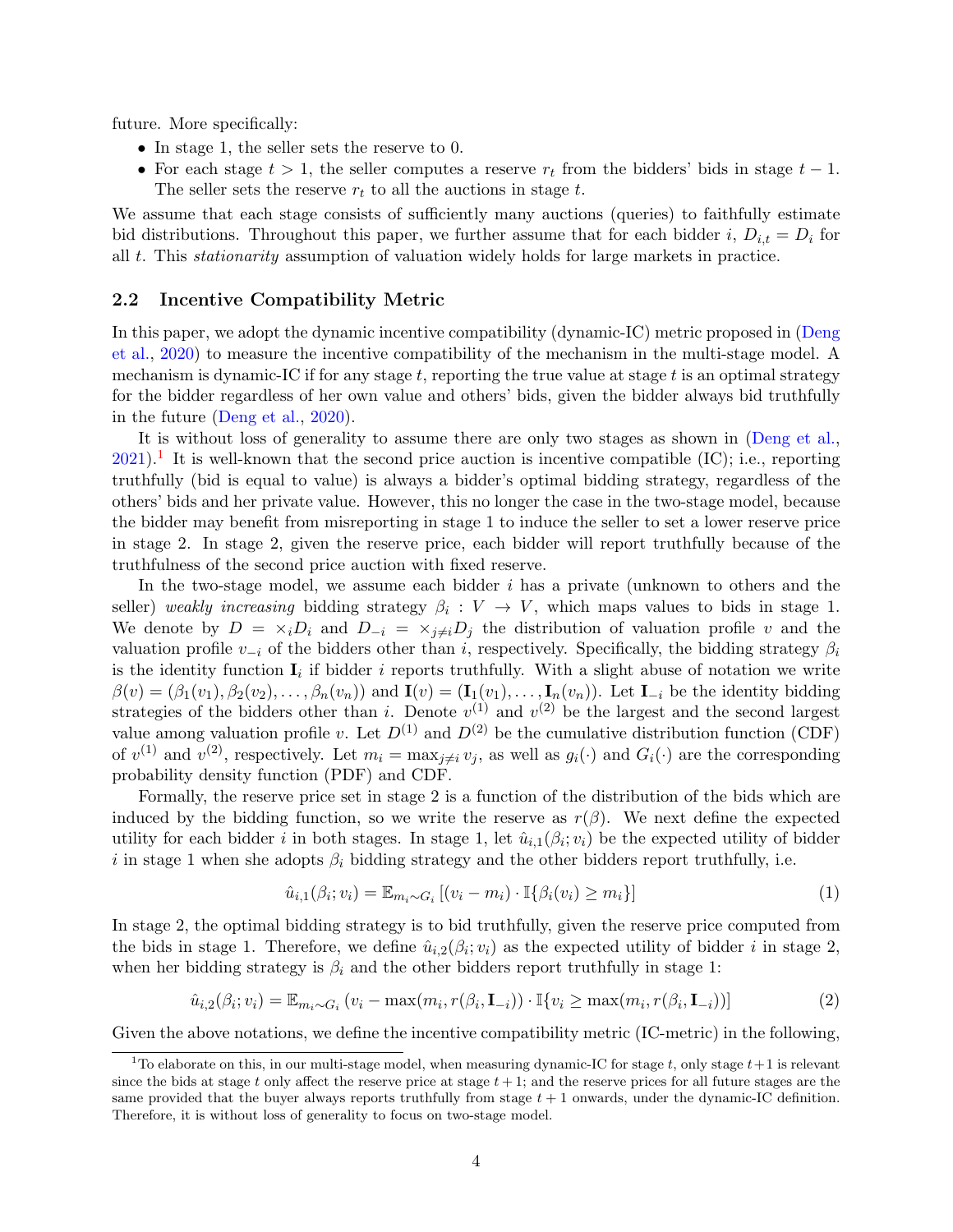future. More specifically:

- In stage 1, the seller sets the reserve to 0.
- For each stage $t > 1$, the seller computes a reserve $r_t$ from the bidders' bids in stage $t-1$. The seller sets the reserve $r_t$ to all the auctions in stage $t$.

We assume that each stage consists of sufficiently many auctions (queries) to faithfully estimate bid distributions. Throughout this paper, we further assume that for each bidder $i$, $D_{i,t} = D_i$ for all $t$. This *stationarity* assumption of valuation widely holds for large markets in practice.

### 2.2 Incentive Compatibility Metric

In this paper, we adopt the dynamic incentive compatibility (dynamic-IC) metric proposed in (Deng et al., 2020) to measure the incentive compatibility of the mechanism in the multi-stage model. A mechanism is dynamic-IC if for any stage $t$, reporting the true value at stage $t$ is an optimal strategy for the bidder regardless of her own value and others' bids, given the bidder always bid truthfully in the future (Deng et al., 2020).

It is without loss of generality to assume there are only two stages as shown in (Deng et al., 2021).[1] It is well-known that the second price auction is incentive compatible (IC); i.e., reporting truthfully (bid is equal to value) is always a bidder's optimal bidding strategy, regardless of the others' bids and her private value. However, this no longer the case in the two-stage model, because the bidder may benefit from misreporting in stage 1 to induce the seller to set a lower reserve price in stage 2. In stage 2, given the reserve price, each bidder will report truthfully because of the truthfulness of the second price auction with fixed reserve.

In the two-stage model, we assume each bidder $i$ has a private (unknown to others and the seller) *weakly increasing* bidding strategy $\beta_i : V \to V$, which maps values to bids in stage 1. We denote by $D = \times_i D_i$ and $D_{-i} = \times_{j \neq i} D_j$ the distribution of valuation profile $v$ and the valuation profile $v_{-i}$ of the bidders other than $i$, respectively. Specifically, the bidding strategy $\beta_i$ is the identity function $\mathbf{I}_i$ if bidder $i$ reports truthfully. With a slight abuse of notation we write $\beta(v) = (\beta_1(v_1), \beta_2(v_2), \ldots, \beta_n(v_n))$ and $\mathbf{I}(v) = (\mathbf{I}_1(v_1), \ldots, \mathbf{I}_n(v_n))$. Let $\mathbf{I}_{-i}$ be the identity bidding strategies of the bidders other than $i$. Denote $v^{(1)}$ and $v^{(2)}$ be the largest and the second largest value among valuation profile $v$. Let $D^{(1)}$ and $D^{(2)}$ be the cumulative distribution function (CDF) of $v^{(1)}$ and $v^{(2)}$, respectively. Let $m_i = \max_{j \neq i} v_j$, as well as $g_i(\cdot)$ and $G_i(\cdot)$ are the corresponding probability density function (PDF) and CDF.

Formally, the reserve price set in stage 2 is a function of the distribution of the bids which are induced by the bidding function, so we write the reserve as $r(\beta)$. We next define the expected utility for each bidder $i$ in both stages. In stage 1, let $\hat{u}_{i,1}(\beta_i; v_i)$ be the expected utility of bidder $i$ in stage 1 when she adopts $\beta_i$ bidding strategy and the other bidders report truthfully, i.e.

$$\hat{u}_{i,1}(\beta_i; v_i) = \mathbb{E}_{m_i \sim G_i}\left[(v_i - m_i) \cdot \mathbb{I}\{\beta_i(v_i) \geq m_i\}\right] \tag{1}$$

In stage 2, the optimal bidding strategy is to bid truthfully, given the reserve price computed from the bids in stage 1. Therefore, we define $\hat{u}_{i,2}(\beta_i; v_i)$ as the expected utility of bidder $i$ in stage 2, when her bidding strategy is $\beta_i$ and the other bidders report truthfully in stage 1:

$$\hat{u}_{i,2}(\beta_i; v_i) = \mathbb{E}_{m_i \sim G_i}\left(v_i - \max(m_i, r(\beta_i, \mathbf{I}_{-i})) \cdot \mathbb{I}\{v_i \geq \max(m_i, r(\beta_i, \mathbf{I}_{-i}))\}\right] \tag{2}$$

Given the above notations, we define the incentive compatibility metric (IC-metric) in the following,

[1] To elaborate on this, in our multi-stage model, when measuring dynamic-IC for stage $t$, only stage $t+1$ is relevant since the bids at stage $t$ only affect the reserve price at stage $t+1$; and the reserve prices for all future stages are the same provided that the buyer always reports truthfully from stage $t+1$ onwards, under the dynamic-IC definition. Therefore, it is without loss of generality to focus on two-stage model.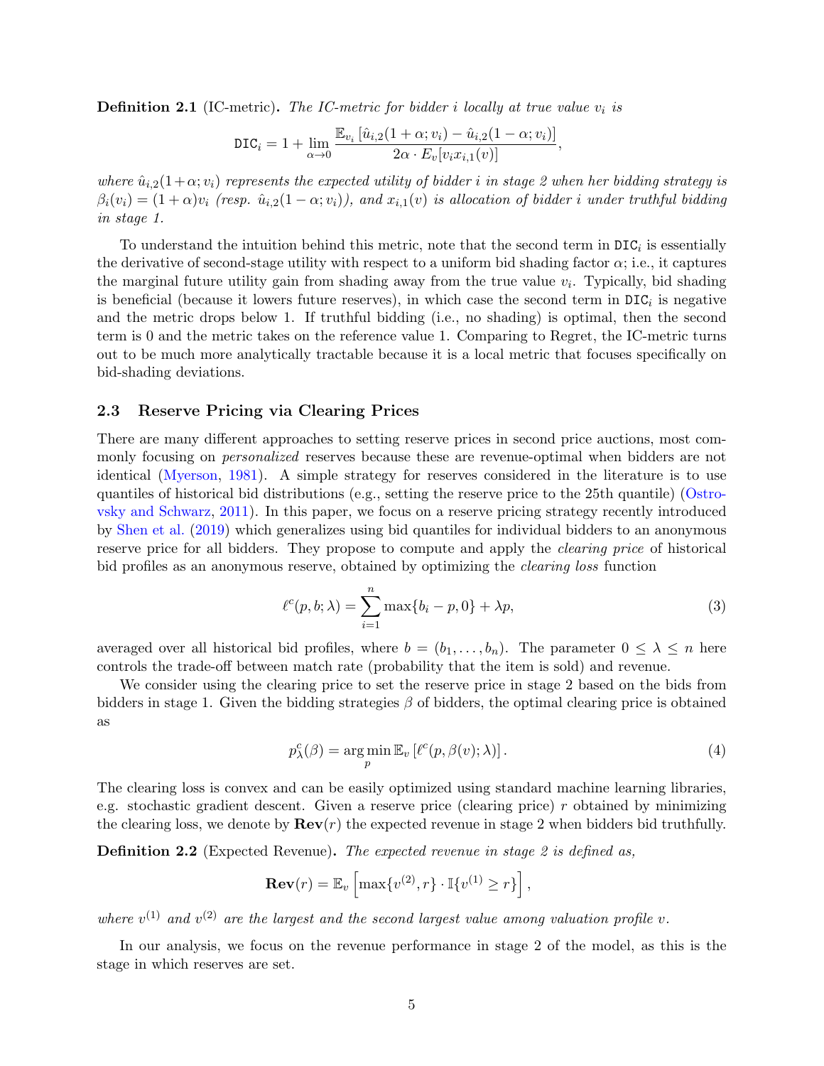**Definition 2.1** (IC-metric)**.** *The IC-metric for bidder $i$ locally at true value $v_i$ is*

$$\mathtt{DIC}_i = 1 + \lim_{\alpha \to 0} \frac{\mathbb{E}_{v_i}\left[\hat{u}_{i,2}(1+\alpha; v_i) - \hat{u}_{i,2}(1-\alpha; v_i)\right]}{2\alpha \cdot E_v[v_i x_{i,1}(v)]},$$

*where $\hat{u}_{i,2}(1+\alpha; v_i)$ represents the expected utility of bidder $i$ in stage 2 when her bidding strategy is $\beta_i(v_i) = (1+\alpha)v_i$ (resp. $\hat{u}_{i,2}(1-\alpha; v_i)$), and $x_{i,1}(v)$ is allocation of bidder $i$ under truthful bidding in stage 1.*

To understand the intuition behind this metric, note that the second term in $\mathtt{DIC}_i$ is essentially the derivative of second-stage utility with respect to a uniform bid shading factor $\alpha$; i.e., it captures the marginal future utility gain from shading away from the true value $v_i$. Typically, bid shading is beneficial (because it lowers future reserves), in which case the second term in $\mathtt{DIC}_i$ is negative and the metric drops below 1. If truthful bidding (i.e., no shading) is optimal, then the second term is 0 and the metric takes on the reference value 1. Comparing to Regret, the IC-metric turns out to be much more analytically tractable because it is a local metric that focuses specifically on bid-shading deviations.

### 2.3 Reserve Pricing via Clearing Prices

There are many different approaches to setting reserve prices in second price auctions, most commonly focusing on *personalized* reserves because these are revenue-optimal when bidders are not identical (Myerson, 1981). A simple strategy for reserves considered in the literature is to use quantiles of historical bid distributions (e.g., setting the reserve price to the 25th quantile) (Ostrovsky and Schwarz, 2011). In this paper, we focus on a reserve pricing strategy recently introduced by Shen et al. (2019) which generalizes using bid quantiles for individual bidders to an anonymous reserve price for all bidders. They propose to compute and apply the *clearing price* of historical bid profiles as an anonymous reserve, obtained by optimizing the *clearing loss* function

$$\ell^c(p, b; \lambda) = \sum_{i=1}^{n} \max\{b_i - p, 0\} + \lambda p, \tag{3}$$

averaged over all historical bid profiles, where $b = (b_1, \ldots, b_n)$. The parameter $0 \leq \lambda \leq n$ here controls the trade-off between match rate (probability that the item is sold) and revenue.

We consider using the clearing price to set the reserve price in stage 2 based on the bids from bidders in stage 1. Given the bidding strategies $\beta$ of bidders, the optimal clearing price is obtained as

$$p^c_\lambda(\beta) = \arg\min_p \mathbb{E}_v\left[\ell^c(p, \beta(v); \lambda)\right]. \tag{4}$$

The clearing loss is convex and can be easily optimized using standard machine learning libraries, e.g. stochastic gradient descent. Given a reserve price (clearing price) $r$ obtained by minimizing the clearing loss, we denote by $\mathbf{Rev}(r)$ the expected revenue in stage 2 when bidders bid truthfully.

**Definition 2.2** (Expected Revenue)**.** *The expected revenue in stage 2 is defined as,*

$$\mathbf{Rev}(r) = \mathbb{E}_v\left[\max\{v^{(2)}, r\} \cdot \mathbb{I}\{v^{(1)} \geq r\}\right],$$

*where $v^{(1)}$ and $v^{(2)}$ are the largest and the second largest value among valuation profile $v$.*

In our analysis, we focus on the revenue performance in stage 2 of the model, as this is the stage in which reserves are set.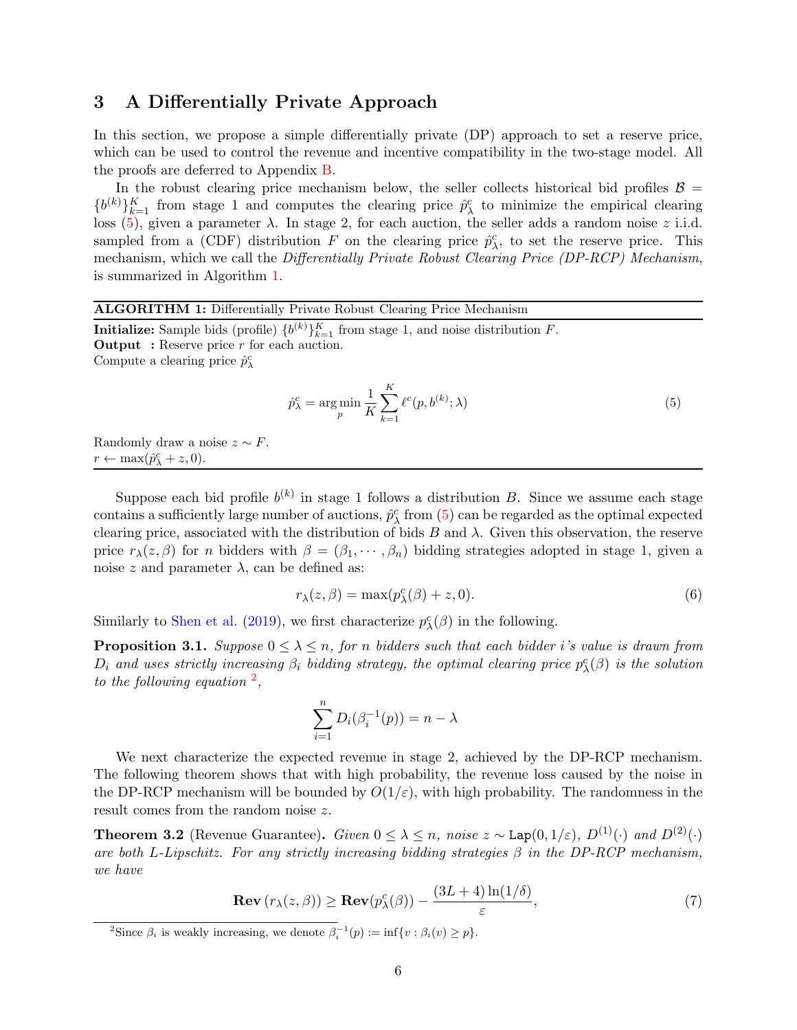## 3 A Differentially Private Approach

In this section, we propose a simple differentially private (DP) approach to set a reserve price, which can be used to control the revenue and incentive compatibility in the two-stage model. All the proofs are deferred to Appendix B.

In the robust clearing price mechanism below, the seller collects historical bid profiles $\mathcal{B} = \{b^{(k)}\}_{k=1}^{K}$ from stage 1 and computes the clearing price $\hat{p}_\lambda^c$ to minimize the empirical clearing loss (5), given a parameter $\lambda$. In stage 2, for each auction, the seller adds a random noise $z$ i.i.d. sampled from a (CDF) distribution $F$ on the clearing price $\hat{p}_\lambda^c$, to set the reserve price. This mechanism, which we call the *Differentially Private Robust Clearing Price (DP-RCP) Mechanism*, is summarized in Algorithm 1.

---

**ALGORITHM 1:** Differentially Private Robust Clearing Price Mechanism

---

**Initialize:** Sample bids (profile) $\{b^{(k)}\}_{k=1}^{K}$ from stage 1, and noise distribution $F$.
**Output :** Reserve price $r$ for each auction.
Compute a clearing price $\hat{p}_\lambda^c$

$$\hat{p}_\lambda^c = \arg\min_p \frac{1}{K} \sum_{k=1}^{K} \ell^c(p, b^{(k)}; \lambda) \tag{5}$$

Randomly draw a noise $z \sim F$.
$r \leftarrow \max(\hat{p}_\lambda^c + z, 0)$.

---

Suppose each bid profile $b^{(k)}$ in stage 1 follows a distribution $B$. Since we assume each stage contains a sufficiently large number of auctions, $\hat{p}_\lambda^c$ from (5) can be regarded as the optimal expected clearing price, associated with the distribution of bids $B$ and $\lambda$. Given this observation, the reserve price $r_\lambda(z, \beta)$ for $n$ bidders with $\beta = (\beta_1, \cdots, \beta_n)$ bidding strategies adopted in stage 1, given a noise $z$ and parameter $\lambda$, can be defined as:

$$r_\lambda(z, \beta) = \max(p_\lambda^c(\beta) + z, 0). \tag{6}$$

Similarly to Shen et al. (2019), we first characterize $p_\lambda^c(\beta)$ in the following.

**Proposition 3.1.** *Suppose $0 \le \lambda \le n$, for $n$ bidders such that each bidder $i$'s value is drawn from $D_i$ and uses strictly increasing $\beta_i$ bidding strategy, the optimal clearing price $p_\lambda^c(\beta)$ is the solution to the following equation* [2]*,*

$$\sum_{i=1}^{n} D_i(\beta_i^{-1}(p)) = n - \lambda$$

We next characterize the expected revenue in stage 2, achieved by the DP-RCP mechanism. The following theorem shows that with high probability, the revenue loss caused by the noise in the DP-RCP mechanism will be bounded by $O(1/\varepsilon)$, with high probability. The randomness in the result comes from the random noise $z$.

**Theorem 3.2** (Revenue Guarantee)**.** *Given $0 \le \lambda \le n$, noise $z \sim \mathtt{Lap}(0, 1/\varepsilon)$, $D^{(1)}(\cdot)$ and $D^{(2)}(\cdot)$ are both $L$-Lipschitz. For any strictly increasing bidding strategies $\beta$ in the DP-RCP mechanism, we have*

$$\mathbf{Rev}\left(r_\lambda(z, \beta)\right) \ge \mathbf{Rev}(p_\lambda^c(\beta)) - \frac{(3L+4)\ln(1/\delta)}{\varepsilon}, \tag{7}$$

[2] Since $\beta_i$ is weakly increasing, we denote $\beta_i^{-1}(p) := \inf\{v : \beta_i(v) \ge p\}$.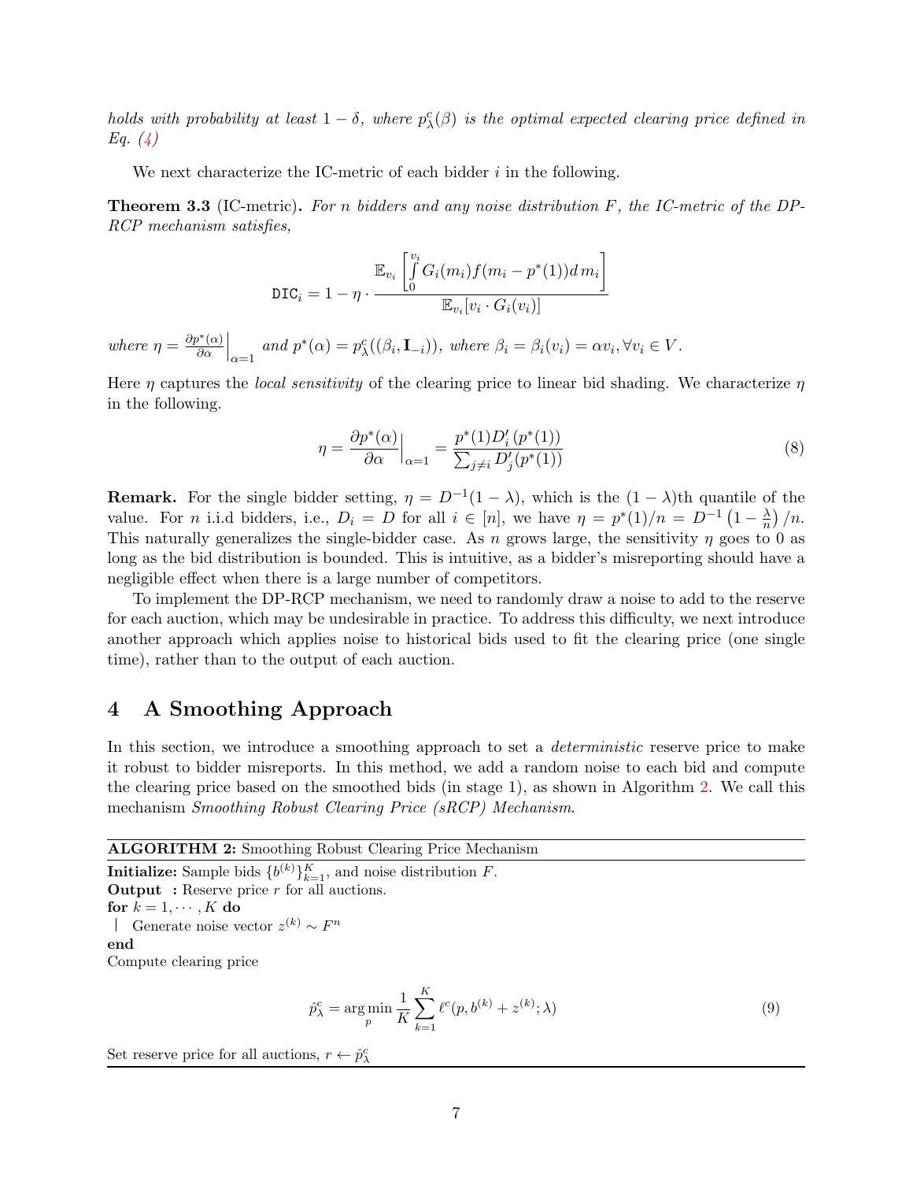*holds with probability at least $1-\delta$, where $p^c_\lambda(\beta)$ is the optimal expected clearing price defined in Eq. (4)*

We next characterize the IC-metric of each bidder $i$ in the following.

**Theorem 3.3** (IC-metric)**.** *For $n$ bidders and any noise distribution $F$, the IC-metric of the DP-RCP mechanism satisfies,*

$$\texttt{DIC}_i = 1 - \eta \cdot \frac{\mathbb{E}_{v_i}\left[\int_0^{v_i} G_i(m_i) f(m_i - p^*(1)) d\, m_i\right]}{\mathbb{E}_{v_i}[v_i \cdot G_i(v_i)]}$$

*where $\eta = \frac{\partial p^*(\alpha)}{\partial \alpha}\Big|_{\alpha=1}$ and $p^*(\alpha) = p^c_\lambda((\beta_i, \mathbf{I}_{-i}))$, where $\beta_i = \beta_i(v_i) = \alpha v_i, \forall v_i \in V$.*

Here $\eta$ captures the *local sensitivity* of the clearing price to linear bid shading. We characterize $\eta$ in the following.

$$\eta = \frac{\partial p^*(\alpha)}{\partial \alpha}\Big|_{\alpha=1} = \frac{p^*(1) D_i'(p^*(1))}{\sum_{j\neq i} D_j'(p^*(1))} \tag{8}$$

**Remark.** For the single bidder setting, $\eta = D^{-1}(1-\lambda)$, which is the $(1-\lambda)$th quantile of the value. For $n$ i.i.d bidders, i.e., $D_i = D$ for all $i \in [n]$, we have $\eta = p^*(1)/n = D^{-1}\left(1 - \frac{\lambda}{n}\right)/n$. This naturally generalizes the single-bidder case. As $n$ grows large, the sensitivity $\eta$ goes to 0 as long as the bid distribution is bounded. This is intuitive, as a bidder's misreporting should have a negligible effect when there is a large number of competitors.

To implement the DP-RCP mechanism, we need to randomly draw a noise to add to the reserve for each auction, which may be undesirable in practice. To address this difficulty, we next introduce another approach which applies noise to historical bids used to fit the clearing price (one single time), rather than to the output of each auction.

# 4 A Smoothing Approach

In this section, we introduce a smoothing approach to set a *deterministic* reserve price to make it robust to bidder misreports. In this method, we add a random noise to each bid and compute the clearing price based on the smoothed bids (in stage 1), as shown in Algorithm 2. We call this mechanism *Smoothing Robust Clearing Price (sRCP) Mechanism*.

---

**ALGORITHM 2:** Smoothing Robust Clearing Price Mechanism

---

**Initialize:** Sample bids $\{b^{(k)}\}_{k=1}^K$, and noise distribution $F$.
**Output :** Reserve price $r$ for all auctions.
**for** $k = 1, \cdots, K$ **do**
  Generate noise vector $z^{(k)} \sim F^n$
**end**
Compute clearing price

$$\hat{p}^c_\lambda = \arg\min_p \frac{1}{K} \sum_{k=1}^K \ell^c(p, b^{(k)} + z^{(k)}; \lambda) \tag{9}$$

Set reserve price for all auctions, $r \leftarrow \hat{p}^c_\lambda$

---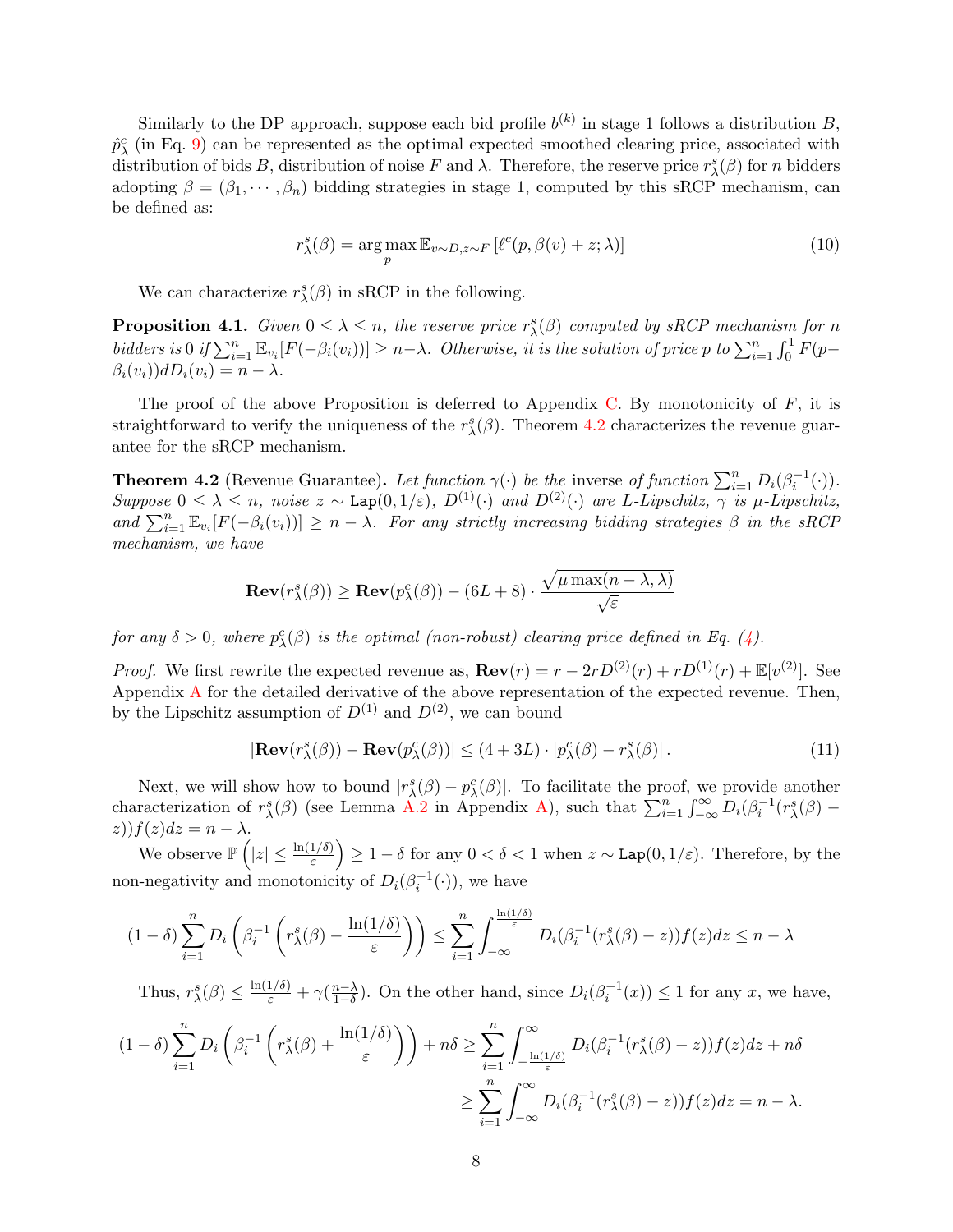Similarly to the DP approach, suppose each bid profile $b^{(k)}$ in stage 1 follows a distribution $B$, $\hat{p}^c_\lambda$ (in Eq. 9) can be represented as the optimal expected smoothed clearing price, associated with distribution of bids $B$, distribution of noise $F$ and $\lambda$. Therefore, the reserve price $r^s_\lambda(\beta)$ for $n$ bidders adopting $\beta = (\beta_1, \cdots, \beta_n)$ bidding strategies in stage 1, computed by this sRCP mechanism, can be defined as:

$$r^s_\lambda(\beta) = \arg\max_p \mathbb{E}_{v\sim D, z\sim F}\left[\ell^c(p, \beta(v) + z; \lambda)\right] \tag{10}$$

We can characterize $r^s_\lambda(\beta)$ in sRCP in the following.

**Proposition 4.1.** *Given $0 \le \lambda \le n$, the reserve price $r^s_\lambda(\beta)$ computed by sRCP mechanism for $n$ bidders is 0 if $\sum_{i=1}^n \mathbb{E}_{v_i}[F(-\beta_i(v_i))] \ge n-\lambda$. Otherwise, it is the solution of price $p$ to $\sum_{i=1}^n \int_0^1 F(p-\beta_i(v_i))dD_i(v_i) = n - \lambda$.*

The proof of the above Proposition is deferred to Appendix C. By monotonicity of $F$, it is straightforward to verify the uniqueness of the $r^s_\lambda(\beta)$. Theorem 4.2 characterizes the revenue guarantee for the sRCP mechanism.

**Theorem 4.2** (Revenue Guarantee)**.** *Let function $\gamma(\cdot)$ be the* inverse *of function $\sum_{i=1}^n D_i(\beta_i^{-1}(\cdot))$. Suppose $0 \le \lambda \le n$, noise $z \sim \texttt{Lap}(0, 1/\varepsilon)$, $D^{(1)}(\cdot)$ and $D^{(2)}(\cdot)$ are $L$-Lipschitz, $\gamma$ is $\mu$-Lipschitz, and $\sum_{i=1}^n \mathbb{E}_{v_i}[F(-\beta_i(v_i))] \ge n - \lambda$. For any strictly increasing bidding strategies $\beta$ in the sRCP mechanism, we have*

$$\mathbf{Rev}(r^s_\lambda(\beta)) \ge \mathbf{Rev}(p^c_\lambda(\beta)) - (6L+8)\cdot \frac{\sqrt{\mu \max(n-\lambda, \lambda)}}{\sqrt{\varepsilon}}$$

*for any $\delta > 0$, where $p^c_\lambda(\beta)$ is the optimal (non-robust) clearing price defined in Eq. (4).*

*Proof.* We first rewrite the expected revenue as, $\mathbf{Rev}(r) = r - 2rD^{(2)}(r) + rD^{(1)}(r) + \mathbb{E}[v^{(2)}]$. See Appendix A for the detailed derivative of the above representation of the expected revenue. Then, by the Lipschitz assumption of $D^{(1)}$ and $D^{(2)}$, we can bound

$$|\mathbf{Rev}(r^s_\lambda(\beta)) - \mathbf{Rev}(p^c_\lambda(\beta))| \le (4+3L)\cdot |p^c_\lambda(\beta) - r^s_\lambda(\beta)|. \tag{11}$$

Next, we will show how to bound $|r^s_\lambda(\beta) - p^c_\lambda(\beta)|$. To facilitate the proof, we provide another characterization of $r^s_\lambda(\beta)$ (see Lemma A.2 in Appendix A), such that $\sum_{i=1}^n \int_{-\infty}^{\infty} D_i(\beta_i^{-1}(r^s_\lambda(\beta) - z))f(z)dz = n - \lambda$.

We observe $\mathbb{P}\left(|z| \le \frac{\ln(1/\delta)}{\varepsilon}\right) \ge 1-\delta$ for any $0 < \delta < 1$ when $z \sim \texttt{Lap}(0, 1/\varepsilon)$. Therefore, by the non-negativity and monotonicity of $D_i(\beta_i^{-1}(\cdot))$, we have

$$(1-\delta)\sum_{i=1}^n D_i\left(\beta_i^{-1}\left(r^s_\lambda(\beta) - \frac{\ln(1/\delta)}{\varepsilon}\right)\right) \le \sum_{i=1}^n \int_{-\infty}^{\frac{\ln(1/\delta)}{\varepsilon}} D_i(\beta_i^{-1}(r^s_\lambda(\beta) - z))f(z)dz \le n - \lambda$$

Thus, $r^s_\lambda(\beta) \le \frac{\ln(1/\delta)}{\varepsilon} + \gamma(\frac{n-\lambda}{1-\delta})$. On the other hand, since $D_i(\beta_i^{-1}(x)) \le 1$ for any $x$, we have,

$$\begin{aligned}(1-\delta)\sum_{i=1}^n D_i\left(\beta_i^{-1}\left(r^s_\lambda(\beta) + \frac{\ln(1/\delta)}{\varepsilon}\right)\right) + n\delta &\ge \sum_{i=1}^n \int_{-\frac{\ln(1/\delta)}{\varepsilon}}^{\infty} D_i(\beta_i^{-1}(r^s_\lambda(\beta) - z))f(z)dz + n\delta \\ &\ge \sum_{i=1}^n \int_{-\infty}^{\infty} D_i(\beta_i^{-1}(r^s_\lambda(\beta) - z))f(z)dz = n - \lambda.\end{aligned}$$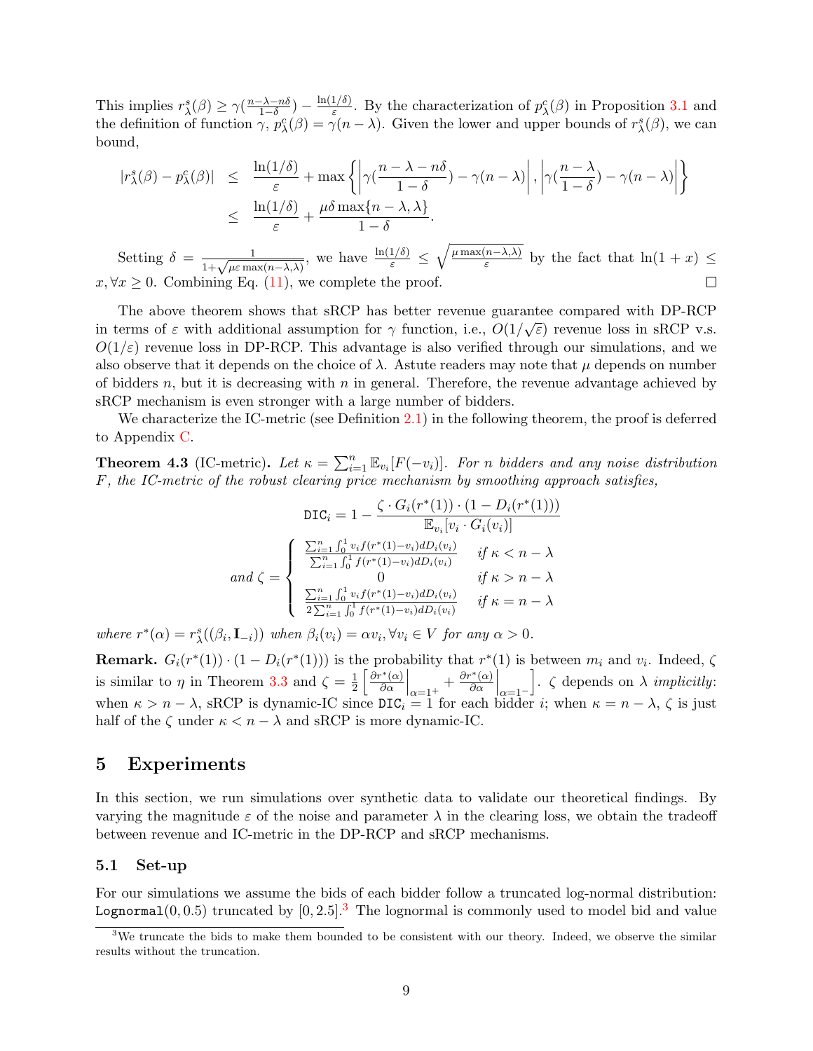This implies $r^s_\lambda(\beta) \geq \gamma(\frac{n-\lambda-n\delta}{1-\delta}) - \frac{\ln(1/\delta)}{\varepsilon}$. By the characterization of $p^c_\lambda(\beta)$ in Proposition 3.1 and the definition of function $\gamma$, $p^c_\lambda(\beta) = \gamma(n-\lambda)$. Given the lower and upper bounds of $r^s_\lambda(\beta)$, we can bound,

$$
\begin{aligned}
|r^s_\lambda(\beta) - p^c_\lambda(\beta)| &\leq \frac{\ln(1/\delta)}{\varepsilon} + \max\left\{\left|\gamma(\frac{n-\lambda-n\delta}{1-\delta}) - \gamma(n-\lambda)\right|, \left|\gamma(\frac{n-\lambda}{1-\delta}) - \gamma(n-\lambda)\right|\right\} \\
&\leq \frac{\ln(1/\delta)}{\varepsilon} + \frac{\mu\delta\max\{n-\lambda,\lambda\}}{1-\delta}.
\end{aligned}
$$

Setting $\delta = \frac{1}{1+\sqrt{\mu\varepsilon\max(n-\lambda,\lambda)}}$, we have $\frac{\ln(1/\delta)}{\varepsilon} \leq \sqrt{\frac{\mu\max(n-\lambda,\lambda)}{\varepsilon}}$ by the fact that $\ln(1+x) \leq x, \forall x \geq 0$. Combining Eq. (11), we complete the proof. ∎

The above theorem shows that sRCP has better revenue guarantee compared with DP-RCP in terms of $\varepsilon$ with additional assumption for $\gamma$ function, i.e., $O(1/\sqrt{\varepsilon})$ revenue loss in sRCP v.s. $O(1/\varepsilon)$ revenue loss in DP-RCP. This advantage is also verified through our simulations, and we also observe that it depends on the choice of $\lambda$. Astute readers may note that $\mu$ depends on number of bidders $n$, but it is decreasing with $n$ in general. Therefore, the revenue advantage achieved by sRCP mechanism is even stronger with a large number of bidders.

We characterize the IC-metric (see Definition 2.1) in the following theorem, the proof is deferred to Appendix C.

**Theorem 4.3** (IC-metric). *Let $\kappa = \sum_{i=1}^n \mathbb{E}_{v_i}[F(-v_i)]$. For $n$ bidders and any noise distribution $F$, the IC-metric of the robust clearing price mechanism by smoothing approach satisfies,*

$$
\texttt{DIC}_i = 1 - \frac{\zeta \cdot G_i(r^*(1)) \cdot (1 - D_i(r^*(1)))}{\mathbb{E}_{v_i}[v_i \cdot G_i(v_i)]}
$$

*and*

$$
\zeta = \begin{cases} \frac{\sum_{i=1}^n \int_0^1 v_i f(r^*(1)-v_i) dD_i(v_i)}{\sum_{i=1}^n \int_0^1 f(r^*(1)-v_i) dD_i(v_i)} & \text{if } \kappa < n-\lambda \\ 0 & \text{if } \kappa > n-\lambda \\ \frac{\sum_{i=1}^n \int_0^1 v_i f(r^*(1)-v_i) dD_i(v_i)}{2\sum_{i=1}^n \int_0^1 f(r^*(1)-v_i) dD_i(v_i)} & \text{if } \kappa = n-\lambda \end{cases}
$$

*where $r^*(\alpha) = r^s_\lambda((\beta_i, \mathbf{I}_{-i}))$ when $\beta_i(v_i) = \alpha v_i, \forall v_i \in V$ for any $\alpha > 0$.*

**Remark.** $G_i(r^*(1)) \cdot (1 - D_i(r^*(1)))$ is the probability that $r^*(1)$ is between $m_i$ and $v_i$. Indeed, $\zeta$ is similar to $\eta$ in Theorem 3.3 and $\zeta = \frac{1}{2}\left[\frac{\partial r^*(\alpha)}{\partial \alpha}\Big|_{\alpha=1^+} + \frac{\partial r^*(\alpha)}{\partial \alpha}\Big|_{\alpha=1^-}\right]$. $\zeta$ depends on $\lambda$ *implicitly*: when $\kappa > n-\lambda$, sRCP is dynamic-IC since $\texttt{DIC}_i = 1$ for each bidder $i$; when $\kappa = n-\lambda$, $\zeta$ is just half of the $\zeta$ under $\kappa < n-\lambda$ and sRCP is more dynamic-IC.

# 5 Experiments

In this section, we run simulations over synthetic data to validate our theoretical findings. By varying the magnitude $\varepsilon$ of the noise and parameter $\lambda$ in the clearing loss, we obtain the tradeoff between revenue and IC-metric in the DP-RCP and sRCP mechanisms.

## 5.1 Set-up

For our simulations we assume the bids of each bidder follow a truncated log-normal distribution: `Lognormal(0, 0.5)` truncated by $[0, 2.5]$.[3] The lognormal is commonly used to model bid and value

[3] We truncate the bids to make them bounded to be consistent with our theory. Indeed, we observe the similar results without the truncation.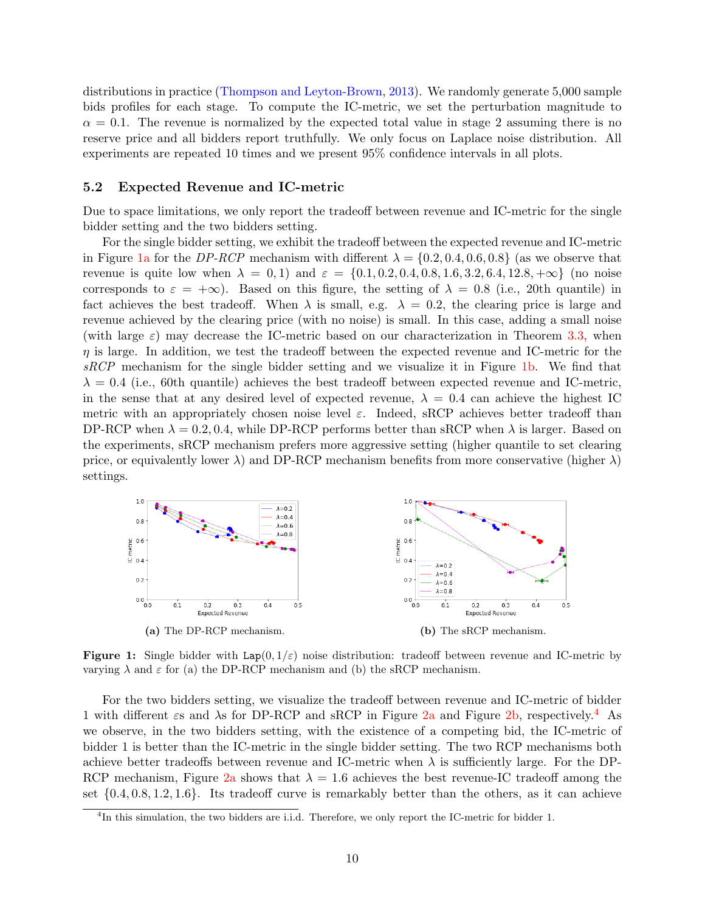distributions in practice (Thompson and Leyton-Brown, 2013). We randomly generate 5,000 sample bids profiles for each stage. To compute the IC-metric, we set the perturbation magnitude to $\alpha = 0.1$. The revenue is normalized by the expected total value in stage 2 assuming there is no reserve price and all bidders report truthfully. We only focus on Laplace noise distribution. All experiments are repeated 10 times and we present 95% confidence intervals in all plots.

### 5.2 Expected Revenue and IC-metric

Due to space limitations, we only report the tradeoff between revenue and IC-metric for the single bidder setting and the two bidders setting.

For the single bidder setting, we exhibit the tradeoff between the expected revenue and IC-metric in Figure 1a for the *DP-RCP* mechanism with different $\lambda = \{0.2, 0.4, 0.6, 0.8\}$ (as we observe that revenue is quite low when $\lambda = 0, 1$) and $\varepsilon = \{0.1, 0.2, 0.4, 0.8, 1.6, 3.2, 6.4, 12.8, +\infty\}$ (no noise corresponds to $\varepsilon = +\infty$). Based on this figure, the setting of $\lambda = 0.8$ (i.e., 20th quantile) in fact achieves the best tradeoff. When $\lambda$ is small, e.g. $\lambda = 0.2$, the clearing price is large and revenue achieved by the clearing price (with no noise) is small. In this case, adding a small noise (with large $\varepsilon$) may decrease the IC-metric based on our characterization in Theorem 3.3, when $\eta$ is large. In addition, we test the tradeoff between the expected revenue and IC-metric for the *sRCP* mechanism for the single bidder setting and we visualize it in Figure 1b. We find that $\lambda = 0.4$ (i.e., 60th quantile) achieves the best tradeoff between expected revenue and IC-metric, in the sense that at any desired level of expected revenue, $\lambda = 0.4$ can achieve the highest IC metric with an appropriately chosen noise level $\varepsilon$. Indeed, sRCP achieves better tradeoff than DP-RCP when $\lambda = 0.2, 0.4$, while DP-RCP performs better than sRCP when $\lambda$ is larger. Based on the experiments, sRCP mechanism prefers more aggressive setting (higher quantile to set clearing price, or equivalently lower $\lambda$) and DP-RCP mechanism benefits from more conservative (higher $\lambda$) settings.

**(a)** The DP-RCP mechanism.

**(b)** The sRCP mechanism.

**Figure 1:** Single bidder with $\mathtt{Lap}(0, 1/\varepsilon)$ noise distribution: tradeoff between revenue and IC-metric by varying $\lambda$ and $\varepsilon$ for (a) the DP-RCP mechanism and (b) the sRCP mechanism.

For the two bidders setting, we visualize the tradeoff between revenue and IC-metric of bidder 1 with different $\varepsilon$s and $\lambda$s for DP-RCP and sRCP in Figure 2a and Figure 2b, respectively.[4] As we observe, in the two bidders setting, with the existence of a competing bid, the IC-metric of bidder 1 is better than the IC-metric in the single bidder setting. The two RCP mechanisms both achieve better tradeoffs between revenue and IC-metric when $\lambda$ is sufficiently large. For the DP-RCP mechanism, Figure 2a shows that $\lambda = 1.6$ achieves the best revenue-IC tradeoff among the set $\{0.4, 0.8, 1.2, 1.6\}$. Its tradeoff curve is remarkably better than the others, as it can achieve

[4] In this simulation, the two bidders are i.i.d. Therefore, we only report the IC-metric for bidder 1.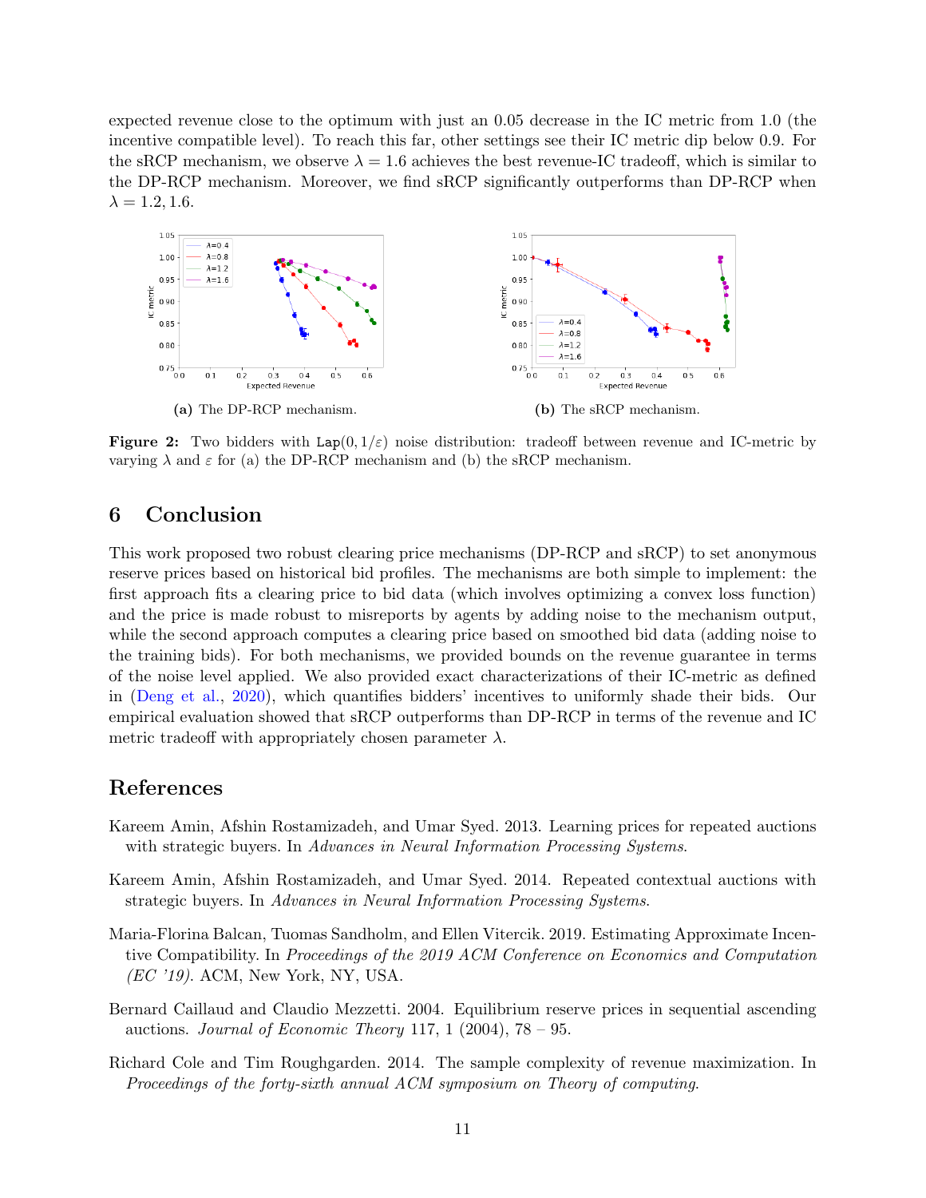expected revenue close to the optimum with just an 0.05 decrease in the IC metric from 1.0 (the incentive compatible level). To reach this far, other settings see their IC metric dip below 0.9. For the sRCP mechanism, we observe $\lambda = 1.6$ achieves the best revenue-IC tradeoff, which is similar to the DP-RCP mechanism. Moreover, we find sRCP significantly outperforms than DP-RCP when $\lambda = 1.2, 1.6$.

**(a)** The DP-RCP mechanism.

**(b)** The sRCP mechanism.

**Figure 2:** Two bidders with $\texttt{Lap}(0, 1/\varepsilon)$ noise distribution: tradeoff between revenue and IC-metric by varying $\lambda$ and $\varepsilon$ for (a) the DP-RCP mechanism and (b) the sRCP mechanism.

# 6 Conclusion

This work proposed two robust clearing price mechanisms (DP-RCP and sRCP) to set anonymous reserve prices based on historical bid profiles. The mechanisms are both simple to implement: the first approach fits a clearing price to bid data (which involves optimizing a convex loss function) and the price is made robust to misreports by agents by adding noise to the mechanism output, while the second approach computes a clearing price based on smoothed bid data (adding noise to the training bids). For both mechanisms, we provided bounds on the revenue guarantee in terms of the noise level applied. We also provided exact characterizations of their IC-metric as defined in (Deng et al., 2020), which quantifies bidders' incentives to uniformly shade their bids. Our empirical evaluation showed that sRCP outperforms than DP-RCP in terms of the revenue and IC metric tradeoff with appropriately chosen parameter $\lambda$.

# References

Kareem Amin, Afshin Rostamizadeh, and Umar Syed. 2013. Learning prices for repeated auctions with strategic buyers. In *Advances in Neural Information Processing Systems*.

Kareem Amin, Afshin Rostamizadeh, and Umar Syed. 2014. Repeated contextual auctions with strategic buyers. In *Advances in Neural Information Processing Systems*.

Maria-Florina Balcan, Tuomas Sandholm, and Ellen Vitercik. 2019. Estimating Approximate Incentive Compatibility. In *Proceedings of the 2019 ACM Conference on Economics and Computation (EC '19)*. ACM, New York, NY, USA.

Bernard Caillaud and Claudio Mezzetti. 2004. Equilibrium reserve prices in sequential ascending auctions. *Journal of Economic Theory* 117, 1 (2004), 78 – 95.

Richard Cole and Tim Roughgarden. 2014. The sample complexity of revenue maximization. In *Proceedings of the forty-sixth annual ACM symposium on Theory of computing*.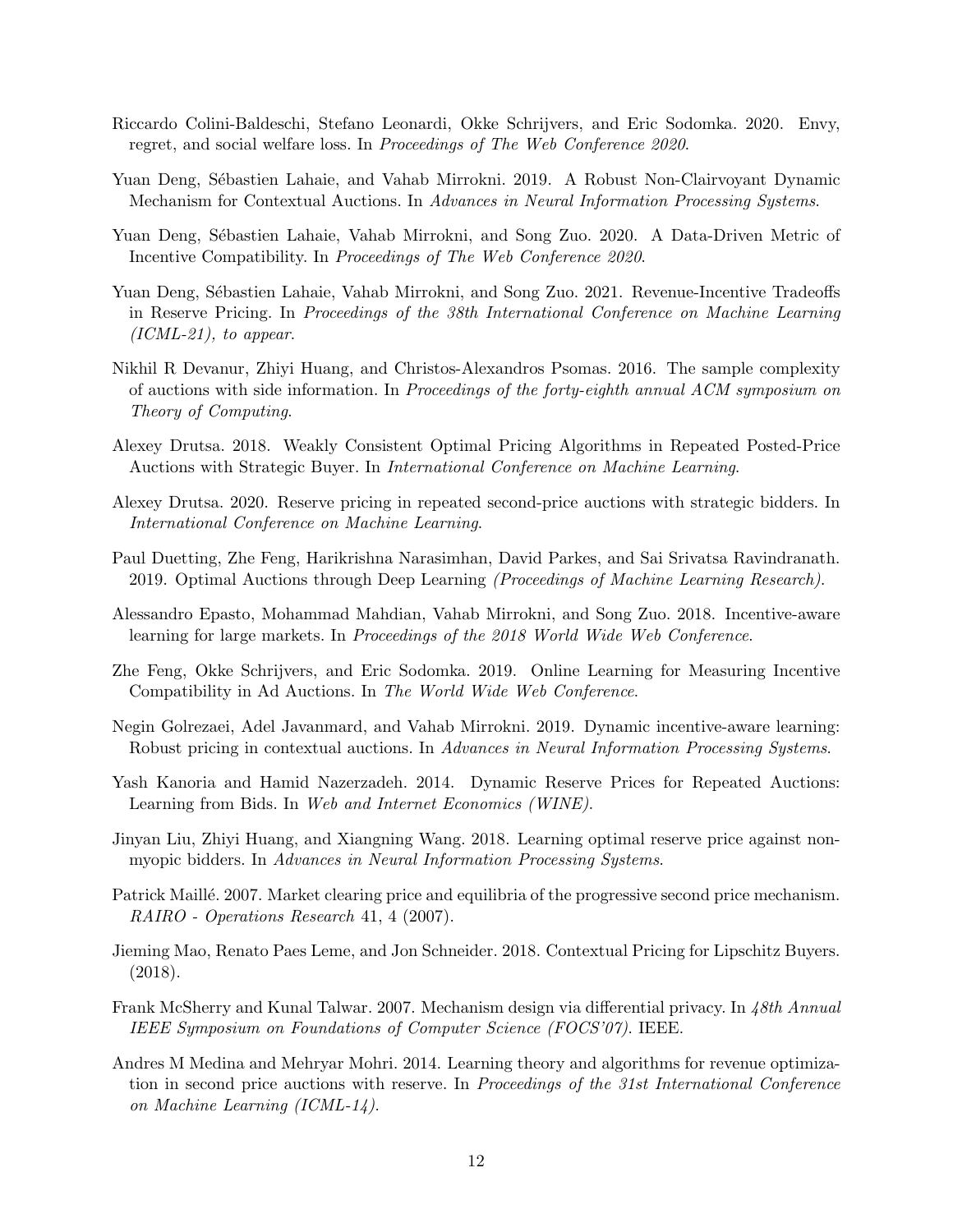Riccardo Colini-Baldeschi, Stefano Leonardi, Okke Schrijvers, and Eric Sodomka. 2020. Envy, regret, and social welfare loss. In *Proceedings of The Web Conference 2020*.

Yuan Deng, Sébastien Lahaie, and Vahab Mirrokni. 2019. A Robust Non-Clairvoyant Dynamic Mechanism for Contextual Auctions. In *Advances in Neural Information Processing Systems*.

Yuan Deng, Sébastien Lahaie, Vahab Mirrokni, and Song Zuo. 2020. A Data-Driven Metric of Incentive Compatibility. In *Proceedings of The Web Conference 2020*.

Yuan Deng, Sébastien Lahaie, Vahab Mirrokni, and Song Zuo. 2021. Revenue-Incentive Tradeoffs in Reserve Pricing. In *Proceedings of the 38th International Conference on Machine Learning (ICML-21), to appear*.

Nikhil R Devanur, Zhiyi Huang, and Christos-Alexandros Psomas. 2016. The sample complexity of auctions with side information. In *Proceedings of the forty-eighth annual ACM symposium on Theory of Computing*.

Alexey Drutsa. 2018. Weakly Consistent Optimal Pricing Algorithms in Repeated Posted-Price Auctions with Strategic Buyer. In *International Conference on Machine Learning*.

Alexey Drutsa. 2020. Reserve pricing in repeated second-price auctions with strategic bidders. In *International Conference on Machine Learning*.

Paul Duetting, Zhe Feng, Harikrishna Narasimhan, David Parkes, and Sai Srivatsa Ravindranath. 2019. Optimal Auctions through Deep Learning *(Proceedings of Machine Learning Research)*.

Alessandro Epasto, Mohammad Mahdian, Vahab Mirrokni, and Song Zuo. 2018. Incentive-aware learning for large markets. In *Proceedings of the 2018 World Wide Web Conference*.

Zhe Feng, Okke Schrijvers, and Eric Sodomka. 2019. Online Learning for Measuring Incentive Compatibility in Ad Auctions. In *The World Wide Web Conference*.

Negin Golrezaei, Adel Javanmard, and Vahab Mirrokni. 2019. Dynamic incentive-aware learning: Robust pricing in contextual auctions. In *Advances in Neural Information Processing Systems*.

Yash Kanoria and Hamid Nazerzadeh. 2014. Dynamic Reserve Prices for Repeated Auctions: Learning from Bids. In *Web and Internet Economics (WINE)*.

Jinyan Liu, Zhiyi Huang, and Xiangning Wang. 2018. Learning optimal reserve price against non-myopic bidders. In *Advances in Neural Information Processing Systems*.

Patrick Maillé. 2007. Market clearing price and equilibria of the progressive second price mechanism. *RAIRO - Operations Research* 41, 4 (2007).

Jieming Mao, Renato Paes Leme, and Jon Schneider. 2018. Contextual Pricing for Lipschitz Buyers. (2018).

Frank McSherry and Kunal Talwar. 2007. Mechanism design via differential privacy. In *48th Annual IEEE Symposium on Foundations of Computer Science (FOCS'07)*. IEEE.

Andres M Medina and Mehryar Mohri. 2014. Learning theory and algorithms for revenue optimization in second price auctions with reserve. In *Proceedings of the 31st International Conference on Machine Learning (ICML-14)*.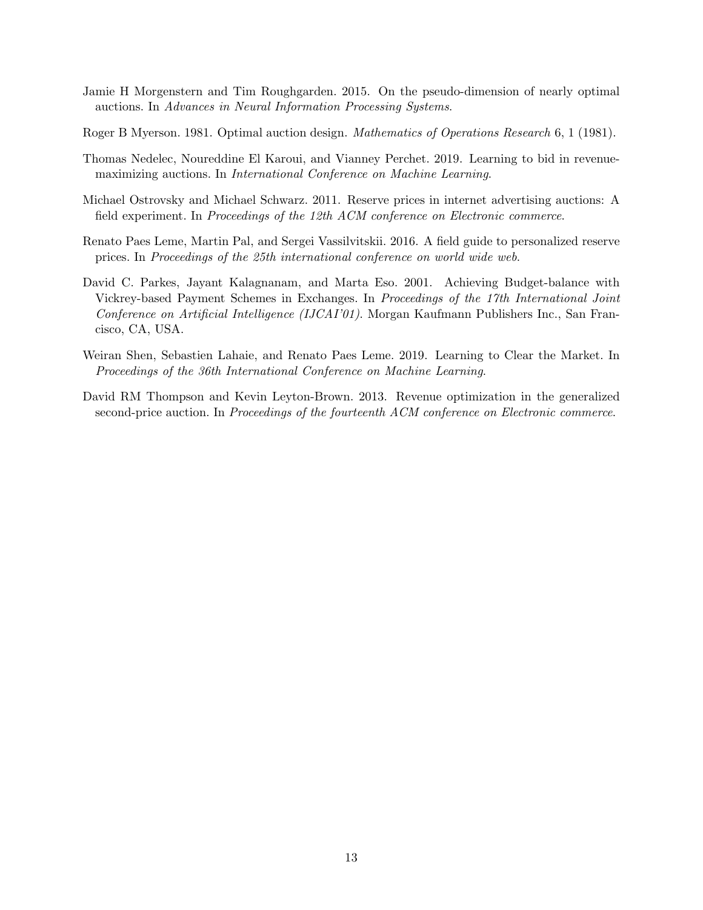Jamie H Morgenstern and Tim Roughgarden. 2015. On the pseudo-dimension of nearly optimal auctions. In *Advances in Neural Information Processing Systems*.

Roger B Myerson. 1981. Optimal auction design. *Mathematics of Operations Research* 6, 1 (1981).

Thomas Nedelec, Noureddine El Karoui, and Vianney Perchet. 2019. Learning to bid in revenue-maximizing auctions. In *International Conference on Machine Learning*.

Michael Ostrovsky and Michael Schwarz. 2011. Reserve prices in internet advertising auctions: A field experiment. In *Proceedings of the 12th ACM conference on Electronic commerce*.

Renato Paes Leme, Martin Pal, and Sergei Vassilvitskii. 2016. A field guide to personalized reserve prices. In *Proceedings of the 25th international conference on world wide web*.

David C. Parkes, Jayant Kalagnanam, and Marta Eso. 2001. Achieving Budget-balance with Vickrey-based Payment Schemes in Exchanges. In *Proceedings of the 17th International Joint Conference on Artificial Intelligence (IJCAI'01)*. Morgan Kaufmann Publishers Inc., San Francisco, CA, USA.

Weiran Shen, Sebastien Lahaie, and Renato Paes Leme. 2019. Learning to Clear the Market. In *Proceedings of the 36th International Conference on Machine Learning*.

David RM Thompson and Kevin Leyton-Brown. 2013. Revenue optimization in the generalized second-price auction. In *Proceedings of the fourteenth ACM conference on Electronic commerce*.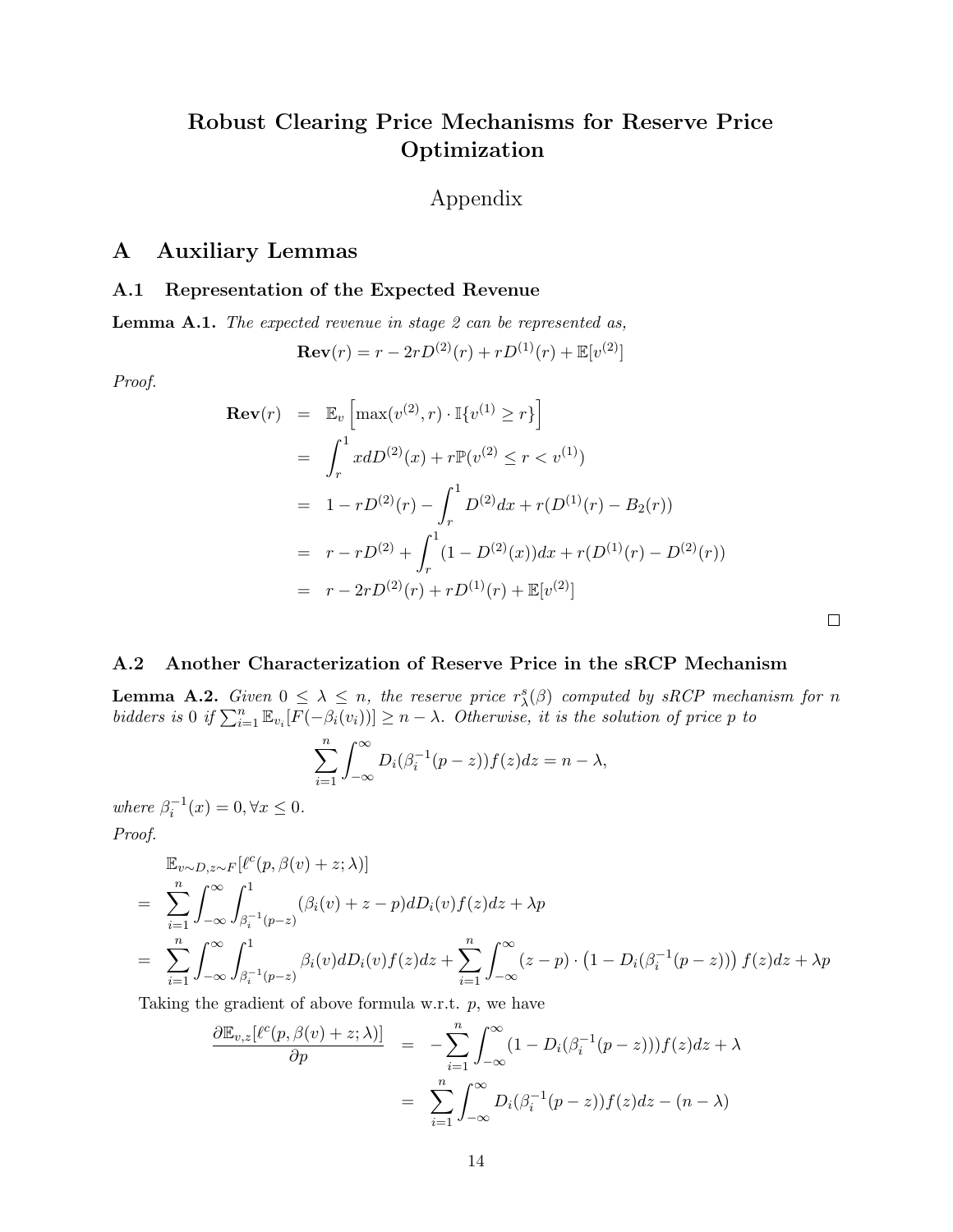# Robust Clearing Price Mechanisms for Reserve Price Optimization

Appendix

## A Auxiliary Lemmas

### A.1 Representation of the Expected Revenue

**Lemma A.1.** *The expected revenue in stage 2 can be represented as,*

$$\mathbf{Rev}(r) = r - 2rD^{(2)}(r) + rD^{(1)}(r) + \mathbb{E}[v^{(2)}]$$

*Proof.*

$$\begin{aligned}
\mathbf{Rev}(r) &= \mathbb{E}_v\left[\max(v^{(2)}, r) \cdot \mathbb{I}\{v^{(1)} \geq r\}\right] \\
&= \int_r^1 x dD^{(2)}(x) + r\mathbb{P}(v^{(2)} \leq r < v^{(1)}) \\
&= 1 - rD^{(2)}(r) - \int_r^1 D^{(2)} dx + r(D^{(1)}(r) - B_2(r)) \\
&= r - rD^{(2)} + \int_r^1 (1 - D^{(2)}(x)) dx + r(D^{(1)}(r) - D^{(2)}(r)) \\
&= r - 2rD^{(2)}(r) + rD^{(1)}(r) + \mathbb{E}[v^{(2)}]
\end{aligned}$$

□

### A.2 Another Characterization of Reserve Price in the sRCP Mechanism

**Lemma A.2.** *Given $0 \leq \lambda \leq n$, the reserve price $r^s_\lambda(\beta)$ computed by sRCP mechanism for $n$ bidders is 0 if $\sum_{i=1}^n \mathbb{E}_{v_i}[F(-\beta_i(v_i))] \geq n - \lambda$. Otherwise, it is the solution of price $p$ to*

$$\sum_{i=1}^n \int_{-\infty}^{\infty} D_i(\beta_i^{-1}(p - z)) f(z) dz = n - \lambda,$$

*where $\beta_i^{-1}(x) = 0, \forall x \leq 0$.*

*Proof.*

$$\begin{aligned}
&\mathbb{E}_{v \sim D, z \sim F}[\ell^c(p, \beta(v) + z; \lambda)] \\
=\ & \sum_{i=1}^n \int_{-\infty}^{\infty} \int_{\beta_i^{-1}(p-z)}^1 (\beta_i(v) + z - p) dD_i(v) f(z) dz + \lambda p \\
=\ & \sum_{i=1}^n \int_{-\infty}^{\infty} \int_{\beta_i^{-1}(p-z)}^1 \beta_i(v) dD_i(v) f(z) dz + \sum_{i=1}^n \int_{-\infty}^{\infty} (z - p) \cdot \left(1 - D_i(\beta_i^{-1}(p - z))\right) f(z) dz + \lambda p
\end{aligned}$$

Taking the gradient of above formula w.r.t. $p$, we have

$$\begin{aligned}
\frac{\partial \mathbb{E}_{v,z}[\ell^c(p, \beta(v) + z; \lambda)]}{\partial p} &= -\sum_{i=1}^n \int_{-\infty}^{\infty} (1 - D_i(\beta_i^{-1}(p - z))) f(z) dz + \lambda \\
&= \sum_{i=1}^n \int_{-\infty}^{\infty} D_i(\beta_i^{-1}(p - z)) f(z) dz - (n - \lambda)
\end{aligned}$$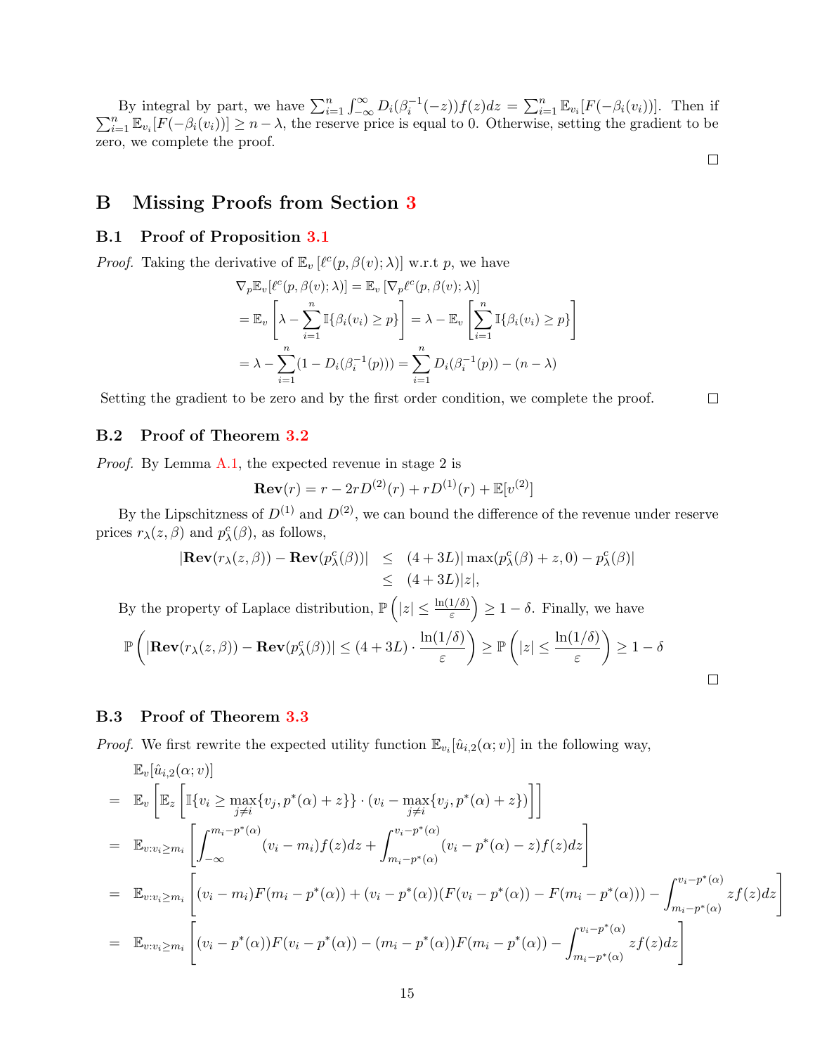By integral by part, we have $\sum_{i=1}^n \int_{-\infty}^{\infty} D_i(\beta_i^{-1}(-z))f(z)dz = \sum_{i=1}^n \mathbb{E}_{v_i}[F(-\beta_i(v_i))]$. Then if $\sum_{i=1}^n \mathbb{E}_{v_i}[F(-\beta_i(v_i))] \geq n - \lambda$, the reserve price is equal to 0. Otherwise, setting the gradient to be zero, we complete the proof.

□

# B Missing Proofs from Section 3

## B.1 Proof of Proposition 3.1

*Proof.* Taking the derivative of $\mathbb{E}_v\left[\ell^c(p, \beta(v); \lambda)\right]$ w.r.t $p$, we have

$$
\begin{aligned}
\nabla_p \mathbb{E}_v[\ell^c(p, \beta(v); \lambda)] &= \mathbb{E}_v\left[\nabla_p \ell^c(p, \beta(v); \lambda)\right] \\
&= \mathbb{E}_v\left[\lambda - \sum_{i=1}^n \mathbb{I}\{\beta_i(v_i) \geq p\}\right] = \lambda - \mathbb{E}_v\left[\sum_{i=1}^n \mathbb{I}\{\beta_i(v_i) \geq p\}\right] \\
&= \lambda - \sum_{i=1}^n (1 - D_i(\beta_i^{-1}(p))) = \sum_{i=1}^n D_i(\beta_i^{-1}(p)) - (n - \lambda)
\end{aligned}
$$

Setting the gradient to be zero and by the first order condition, we complete the proof. □

## B.2 Proof of Theorem 3.2

*Proof.* By Lemma A.1, the expected revenue in stage 2 is

$$
\mathbf{Rev}(r) = r - 2rD^{(2)}(r) + rD^{(1)}(r) + \mathbb{E}[v^{(2)}]
$$

By the Lipschitzness of $D^{(1)}$ and $D^{(2)}$, we can bound the difference of the revenue under reserve prices $r_\lambda(z, \beta)$ and $p_\lambda^c(\beta)$, as follows,

$$
\begin{aligned}
|\mathbf{Rev}(r_\lambda(z, \beta)) - \mathbf{Rev}(p_\lambda^c(\beta))| &\leq (4 + 3L)|\max(p_\lambda^c(\beta) + z, 0) - p_\lambda^c(\beta)| \\
&\leq (4 + 3L)|z|,
\end{aligned}
$$

By the property of Laplace distribution, $\mathbb{P}\left(|z| \leq \frac{\ln(1/\delta)}{\varepsilon}\right) \geq 1 - \delta$. Finally, we have

$$
\mathbb{P}\left(|\mathbf{Rev}(r_\lambda(z, \beta)) - \mathbf{Rev}(p_\lambda^c(\beta))| \leq (4 + 3L) \cdot \frac{\ln(1/\delta)}{\varepsilon}\right) \geq \mathbb{P}\left(|z| \leq \frac{\ln(1/\delta)}{\varepsilon}\right) \geq 1 - \delta
$$

□

## B.3 Proof of Theorem 3.3

*Proof.* We first rewrite the expected utility function $\mathbb{E}_{v_i}[\hat{u}_{i,2}(\alpha; v)]$ in the following way,

$$
\begin{aligned}
&\mathbb{E}_v[\hat{u}_{i,2}(\alpha; v)] \\
= \;& \mathbb{E}_v\left[\mathbb{E}_z\left[\mathbb{I}\{v_i \geq \max_{j \neq i}\{v_j, p^*(\alpha) + z\}\} \cdot (v_i - \max_{j \neq i}\{v_j, p^*(\alpha) + z\})\right]\right] \\
= \;& \mathbb{E}_{v: v_i \geq m_i}\left[\int_{-\infty}^{m_i - p^*(\alpha)} (v_i - m_i) f(z) dz + \int_{m_i - p^*(\alpha)}^{v_i - p^*(\alpha)} (v_i - p^*(\alpha) - z) f(z) dz\right] \\
= \;& \mathbb{E}_{v: v_i \geq m_i}\left[(v_i - m_i)F(m_i - p^*(\alpha)) + (v_i - p^*(\alpha))(F(v_i - p^*(\alpha)) - F(m_i - p^*(\alpha))) - \int_{m_i - p^*(\alpha)}^{v_i - p^*(\alpha)} z f(z) dz\right] \\
= \;& \mathbb{E}_{v: v_i \geq m_i}\left[(v_i - p^*(\alpha))F(v_i - p^*(\alpha)) - (m_i - p^*(\alpha))F(m_i - p^*(\alpha)) - \int_{m_i - p^*(\alpha)}^{v_i - p^*(\alpha)} z f(z) dz\right]
\end{aligned}
$$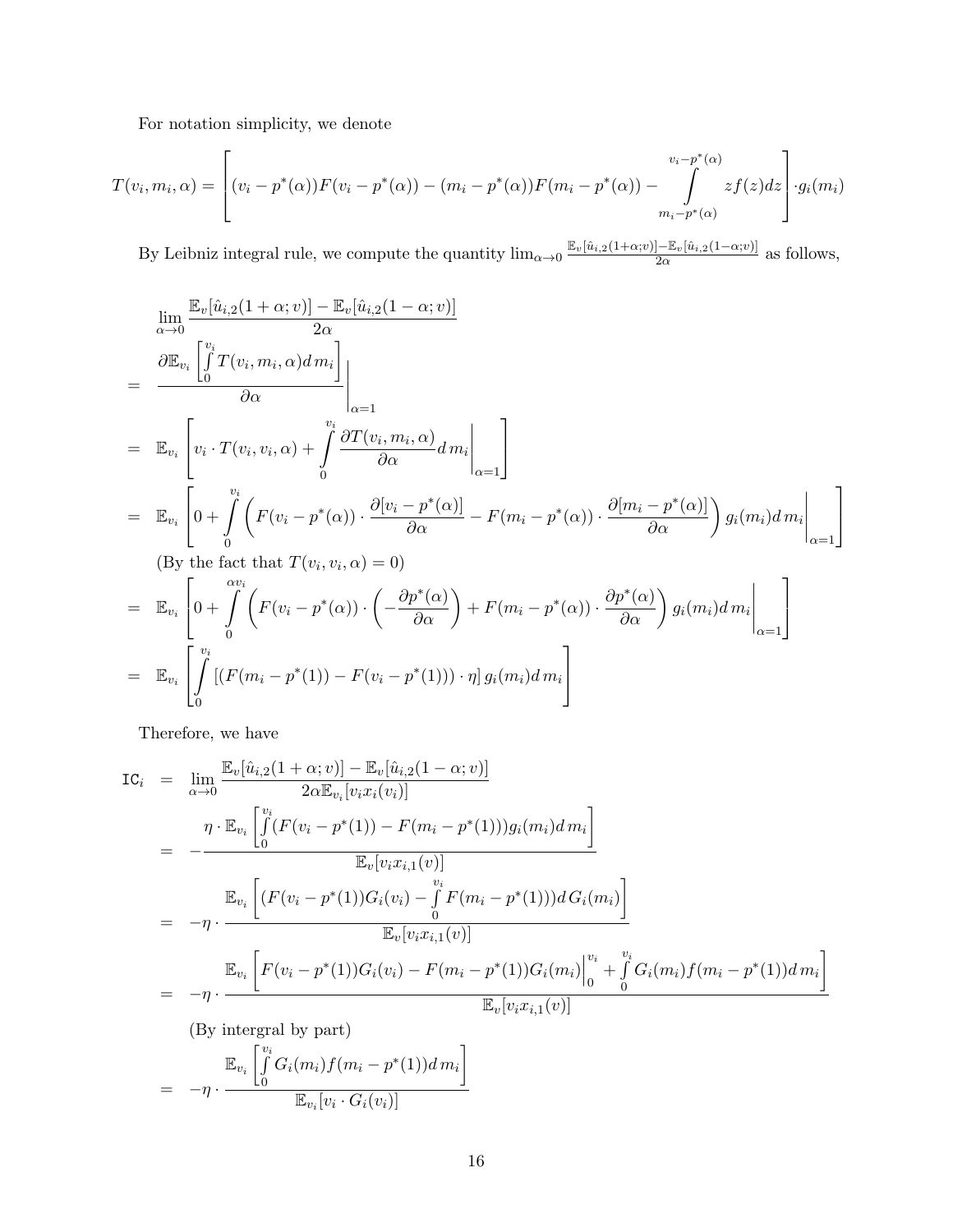For notation simplicity, we denote

$$T(v_i, m_i, \alpha) = \left[(v_i - p^*(\alpha))F(v_i - p^*(\alpha)) - (m_i - p^*(\alpha))F(m_i - p^*(\alpha)) - \int\limits_{m_i - p^*(\alpha)}^{v_i - p^*(\alpha)} z f(z) dz\right] \cdot g_i(m_i)$$

By Leibniz integral rule, we compute the quantity $\lim_{\alpha \to 0} \frac{\mathbb{E}_v[\hat{u}_{i,2}(1+\alpha; v)] - \mathbb{E}_v[\hat{u}_{i,2}(1-\alpha; v)]}{2\alpha}$ as follows,

$$\begin{aligned}
& \lim_{\alpha \to 0} \frac{\mathbb{E}_v[\hat{u}_{i,2}(1+\alpha; v)] - \mathbb{E}_v[\hat{u}_{i,2}(1-\alpha; v)]}{2\alpha} \\
= & \left. \frac{\partial \mathbb{E}_{v_i}\left[\int\limits_0^{v_i} T(v_i, m_i, \alpha) d\, m_i\right]}{\partial \alpha} \right|_{\alpha=1} \\
= & \ \mathbb{E}_{v_i}\left[ v_i \cdot T(v_i, v_i, \alpha) + \int\limits_0^{v_i} \frac{\partial T(v_i, m_i, \alpha)}{\partial \alpha} d\, m_i \Bigg|_{\alpha=1} \right] \\
= & \ \mathbb{E}_{v_i}\left[ 0 + \int\limits_0^{v_i} \left( F(v_i - p^*(\alpha)) \cdot \frac{\partial [v_i - p^*(\alpha)]}{\partial \alpha} - F(m_i - p^*(\alpha)) \cdot \frac{\partial [m_i - p^*(\alpha)]}{\partial \alpha} \right) g_i(m_i) d\, m_i \Bigg|_{\alpha=1} \right] \\
& \text{(By the fact that } T(v_i, v_i, \alpha) = 0\text{)} \\
= & \ \mathbb{E}_{v_i}\left[ 0 + \int\limits_0^{\alpha v_i} \left( F(v_i - p^*(\alpha)) \cdot \left( -\frac{\partial p^*(\alpha)}{\partial \alpha} \right) + F(m_i - p^*(\alpha)) \cdot \frac{\partial p^*(\alpha)}{\partial \alpha} \right) g_i(m_i) d\, m_i \Bigg|_{\alpha=1} \right] \\
= & \ \mathbb{E}_{v_i}\left[ \int\limits_0^{v_i} \left[ (F(m_i - p^*(1)) - F(v_i - p^*(1))) \cdot \eta \right] g_i(m_i) d\, m_i \right]
\end{aligned}$$

Therefore, we have

$$\begin{aligned}
\texttt{IC}_i = & \lim_{\alpha \to 0} \frac{\mathbb{E}_v[\hat{u}_{i,2}(1+\alpha; v)] - \mathbb{E}_v[\hat{u}_{i,2}(1-\alpha; v)]}{2\alpha \mathbb{E}_{v_i}[v_i x_i(v_i)]} \\
= & -\frac{\eta \cdot \mathbb{E}_{v_i}\left[\int\limits_0^{v_i} (F(v_i - p^*(1)) - F(m_i - p^*(1))) g_i(m_i) d\, m_i\right]}{\mathbb{E}_v[v_i x_{i,1}(v)]} \\
= & -\eta \cdot \frac{\mathbb{E}_{v_i}\left[(F(v_i - p^*(1)) G_i(v_i) - \int\limits_0^{v_i} F(m_i - p^*(1))) d\, G_i(m_i)\right]}{\mathbb{E}_v[v_i x_{i,1}(v)]} \\
= & -\eta \cdot \frac{\mathbb{E}_{v_i}\left[F(v_i - p^*(1)) G_i(v_i) - F(m_i - p^*(1)) G_i(m_i)\Big|_0^{v_i} + \int\limits_0^{v_i} G_i(m_i) f(m_i - p^*(1)) d\, m_i\right]}{\mathbb{E}_v[v_i x_{i,1}(v)]} \\
& \text{(By intergral by part)} \\
= & -\eta \cdot \frac{\mathbb{E}_{v_i}\left[\int\limits_0^{v_i} G_i(m_i) f(m_i - p^*(1)) d\, m_i\right]}{\mathbb{E}_{v_i}[v_i \cdot G_i(v_i)]}
\end{aligned}$$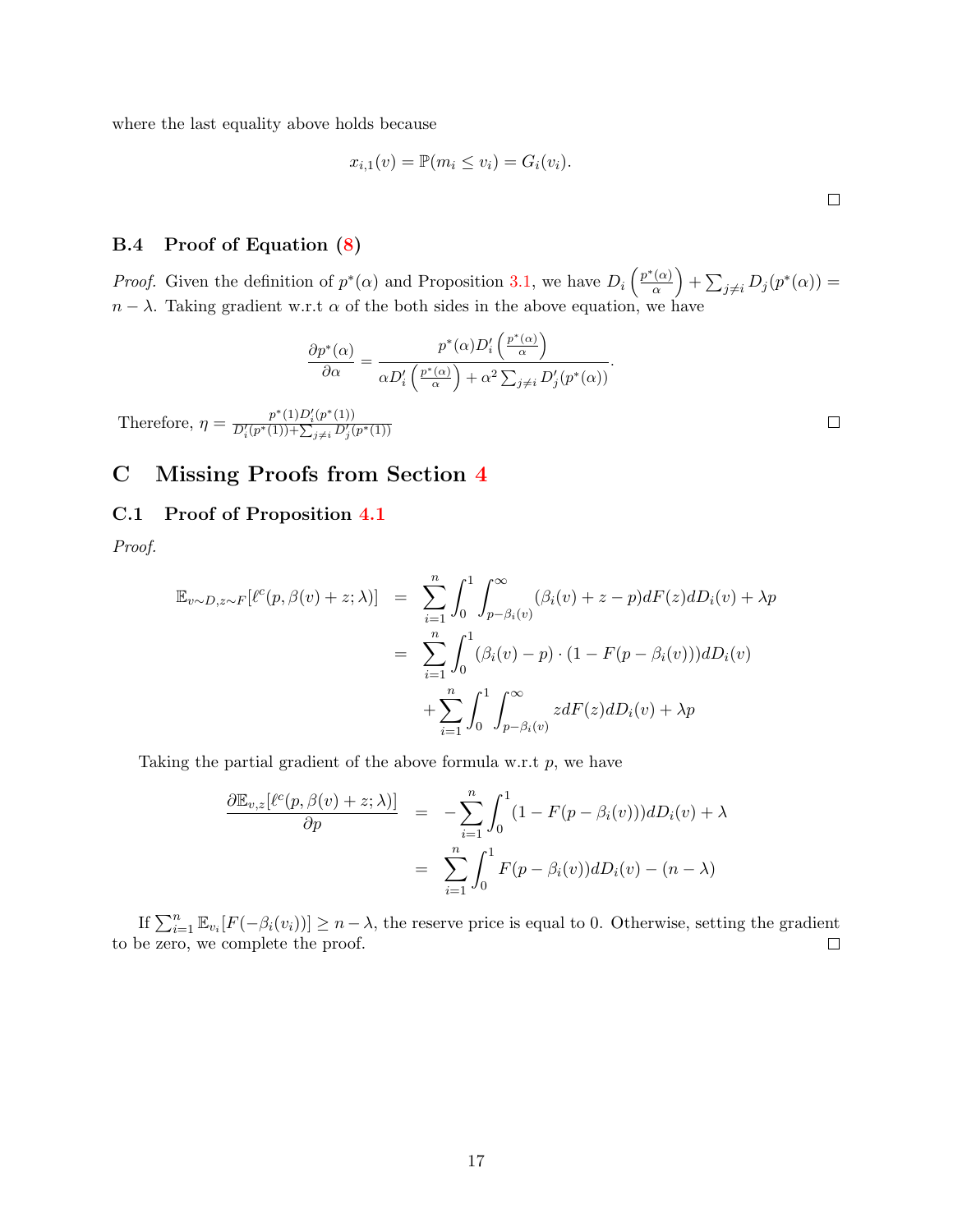where the last equality above holds because

$$x_{i,1}(v) = \mathbb{P}(m_i \le v_i) = G_i(v_i).$$

□

### B.4 Proof of Equation (8)

*Proof.* Given the definition of $p^*(\alpha)$ and Proposition 3.1, we have $D_i\left(\frac{p^*(\alpha)}{\alpha}\right) + \sum_{j\neq i} D_j(p^*(\alpha)) = n - \lambda$. Taking gradient w.r.t $\alpha$ of the both sides in the above equation, we have

$$\frac{\partial p^*(\alpha)}{\partial \alpha} = \frac{p^*(\alpha) D_i'\left(\frac{p^*(\alpha)}{\alpha}\right)}{\alpha D_i'\left(\frac{p^*(\alpha)}{\alpha}\right) + \alpha^2 \sum_{j\neq i} D_j'(p^*(\alpha))}.$$

Therefore, $\eta = \frac{p^*(1) D_i'(p^*(1))}{D_i'(p^*(1)) + \sum_{j\neq i} D_j'(p^*(1))}$ □

## C Missing Proofs from Section 4

### C.1 Proof of Proposition 4.1

*Proof.*

$$\begin{aligned}
\mathbb{E}_{v\sim D, z\sim F}[\ell^c(p, \beta(v)+z;\lambda)] &= \sum_{i=1}^{n} \int_0^1 \int_{p-\beta_i(v)}^{\infty} (\beta_i(v) + z - p) dF(z) dD_i(v) + \lambda p \\
&= \sum_{i=1}^{n} \int_0^1 (\beta_i(v) - p) \cdot (1 - F(p - \beta_i(v))) dD_i(v) \\
&\quad + \sum_{i=1}^{n} \int_0^1 \int_{p-\beta_i(v)}^{\infty} z dF(z) dD_i(v) + \lambda p
\end{aligned}$$

Taking the partial gradient of the above formula w.r.t $p$, we have

$$\begin{aligned}
\frac{\partial \mathbb{E}_{v,z}[\ell^c(p, \beta(v)+z;\lambda)]}{\partial p} &= -\sum_{i=1}^{n} \int_0^1 (1 - F(p - \beta_i(v))) dD_i(v) + \lambda \\
&= \sum_{i=1}^{n} \int_0^1 F(p - \beta_i(v)) dD_i(v) - (n - \lambda)
\end{aligned}$$

If $\sum_{i=1}^{n} \mathbb{E}_{v_i}[F(-\beta_i(v_i))] \ge n - \lambda$, the reserve price is equal to 0. Otherwise, setting the gradient to be zero, we complete the proof. □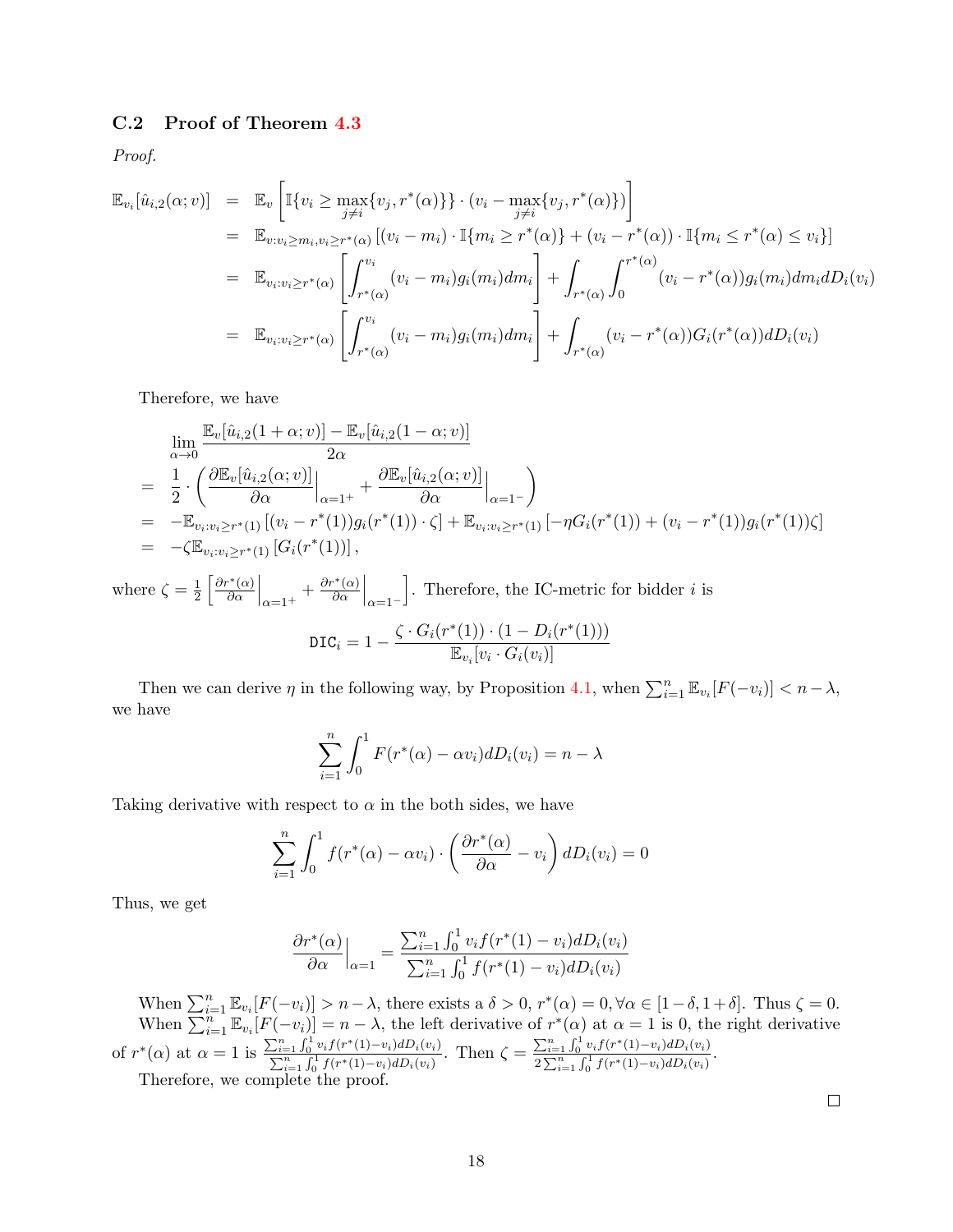### C.2 Proof of Theorem 4.3

*Proof.*

$$
\begin{aligned}
\mathbb{E}_{v_i}[\hat{u}_{i,2}(\alpha; v)] &= \mathbb{E}_v\left[\mathbb{I}\{v_i \geq \max_{j\neq i}\{v_j, r^*(\alpha)\}\} \cdot (v_i - \max_{j\neq i}\{v_j, r^*(\alpha)\})\right] \\
&= \mathbb{E}_{v:v_i\geq m_i, v_i \geq r^*(\alpha)}\left[(v_i - m_i)\cdot \mathbb{I}\{m_i \geq r^*(\alpha)\} + (v_i - r^*(\alpha))\cdot \mathbb{I}\{m_i \leq r^*(\alpha) \leq v_i\}\right] \\
&= \mathbb{E}_{v_i:v_i\geq r^*(\alpha)}\left[\int_{r^*(\alpha)}^{v_i} (v_i - m_i) g_i(m_i) dm_i\right] + \int_{r^*(\alpha)} \int_0^{r^*(\alpha)} (v_i - r^*(\alpha)) g_i(m_i) dm_i dD_i(v_i) \\
&= \mathbb{E}_{v_i:v_i\geq r^*(\alpha)}\left[\int_{r^*(\alpha)}^{v_i} (v_i - m_i) g_i(m_i) dm_i\right] + \int_{r^*(\alpha)} (v_i - r^*(\alpha)) G_i(r^*(\alpha)) dD_i(v_i)
\end{aligned}
$$

Therefore, we have

$$
\begin{aligned}
&\lim_{\alpha\to 0} \frac{\mathbb{E}_v[\hat{u}_{i,2}(1+\alpha; v)] - \mathbb{E}_v[\hat{u}_{i,2}(1-\alpha; v)]}{2\alpha} \\
=\ & \frac{1}{2}\cdot\left(\frac{\partial \mathbb{E}_v[\hat{u}_{i,2}(\alpha; v)]}{\partial \alpha}\Big|_{\alpha=1^+} + \frac{\partial \mathbb{E}_v[\hat{u}_{i,2}(\alpha; v)]}{\partial \alpha}\Big|_{\alpha=1^-}\right) \\
=\ & -\mathbb{E}_{v_i:v_i\geq r^*(1)}\left[(v_i - r^*(1)) g_i(r^*(1))\cdot \zeta\right] + \mathbb{E}_{v_i:v_i\geq r^*(1)}\left[-\eta G_i(r^*(1)) + (v_i - r^*(1)) g_i(r^*(1))\zeta\right] \\
=\ & -\zeta \mathbb{E}_{v_i:v_i\geq r^*(1)}\left[G_i(r^*(1))\right],
\end{aligned}
$$

where $\zeta = \frac{1}{2}\left[\frac{\partial r^*(\alpha)}{\partial \alpha}\Big|_{\alpha=1^+} + \frac{\partial r^*(\alpha)}{\partial \alpha}\Big|_{\alpha=1^-}\right]$. Therefore, the IC-metric for bidder $i$ is

$$
\texttt{DIC}_i = 1 - \frac{\zeta\cdot G_i(r^*(1))\cdot(1 - D_i(r^*(1)))}{\mathbb{E}_{v_i}[v_i\cdot G_i(v_i)]}
$$

Then we can derive $\eta$ in the following way, by Proposition 4.1, when $\sum_{i=1}^n \mathbb{E}_{v_i}[F(-v_i)] < n - \lambda$, we have

$$
\sum_{i=1}^n \int_0^1 F(r^*(\alpha) - \alpha v_i) dD_i(v_i) = n - \lambda
$$

Taking derivative with respect to $\alpha$ in the both sides, we have

$$
\sum_{i=1}^n \int_0^1 f(r^*(\alpha) - \alpha v_i)\cdot\left(\frac{\partial r^*(\alpha)}{\partial \alpha} - v_i\right) dD_i(v_i) = 0
$$

Thus, we get

$$
\frac{\partial r^*(\alpha)}{\partial \alpha}\Big|_{\alpha=1} = \frac{\sum_{i=1}^n \int_0^1 v_i f(r^*(1) - v_i) dD_i(v_i)}{\sum_{i=1}^n \int_0^1 f(r^*(1) - v_i) dD_i(v_i)}
$$

When $\sum_{i=1}^n \mathbb{E}_{v_i}[F(-v_i)] > n - \lambda$, there exists a $\delta > 0$, $r^*(\alpha) = 0, \forall \alpha \in [1-\delta, 1+\delta]$. Thus $\zeta = 0$. When $\sum_{i=1}^n \mathbb{E}_{v_i}[F(-v_i)] = n - \lambda$, the left derivative of $r^*(\alpha)$ at $\alpha = 1$ is 0, the right derivative of $r^*(\alpha)$ at $\alpha = 1$ is $\frac{\sum_{i=1}^n \int_0^1 v_i f(r^*(1) - v_i) dD_i(v_i)}{\sum_{i=1}^n \int_0^1 f(r^*(1) - v_i) dD_i(v_i)}$. Then $\zeta = \frac{\sum_{i=1}^n \int_0^1 v_i f(r^*(1) - v_i) dD_i(v_i)}{2\sum_{i=1}^n \int_0^1 f(r^*(1) - v_i) dD_i(v_i)}$.

Therefore, we complete the proof.

□